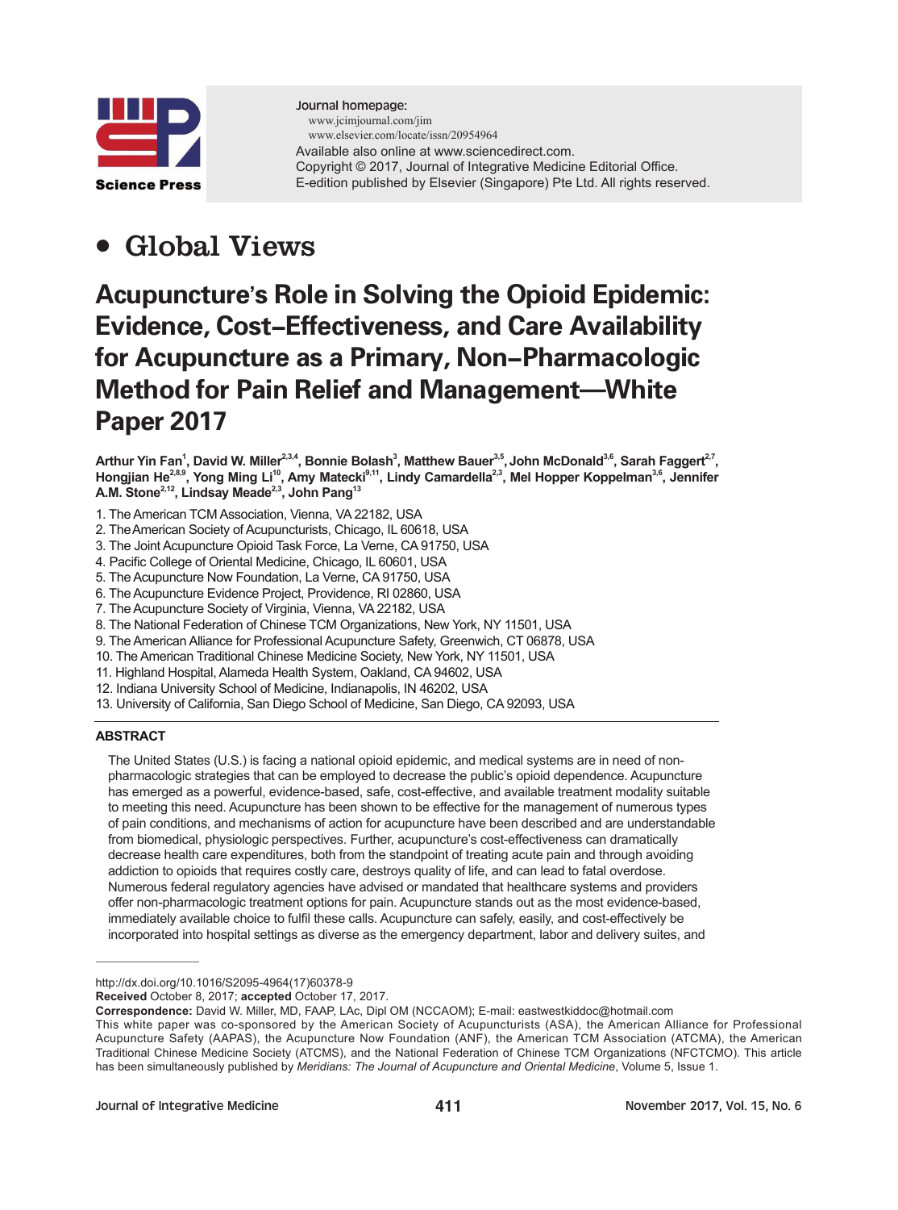Journal homepage:
www.jcimjournal.com/jim
www.elsevier.com/locate/issn/20954964
Available also online at www.sciencedirect.com.
Copyright © 2017, Journal of Integrative Medicine Editorial Office.
E-edition published by Elsevier (Singapore) Pte Ltd. All rights reserved.

• Global Views

# Acupuncture's Role in Solving the Opioid Epidemic: Evidence, Cost-Effectiveness, and Care Availability for Acupuncture as a Primary, Non-Pharmacologic Method for Pain Relief and Management—White Paper 2017

**Arthur Yin Fan[1], David W. Miller[2,3,4], Bonnie Bolash[3], Matthew Bauer[3,5], John McDonald[3,6], Sarah Faggert[2,7], Hongjian He[2,8,9], Yong Ming Li[10], Amy Matecki[9,11], Lindy Camardella[2,3], Mel Hopper Koppelman[3,6], Jennifer A.M. Stone[2,12], Lindsay Meade[2,3], John Pang[13]**

1. The American TCM Association, Vienna, VA 22182, USA
2. The American Society of Acupuncturists, Chicago, IL 60618, USA
3. The Joint Acupuncture Opioid Task Force, La Verne, CA 91750, USA
4. Pacific College of Oriental Medicine, Chicago, IL 60601, USA
5. The Acupuncture Now Foundation, La Verne, CA 91750, USA
6. The Acupuncture Evidence Project, Providence, RI 02860, USA
7. The Acupuncture Society of Virginia, Vienna, VA 22182, USA
8. The National Federation of Chinese TCM Organizations, New York, NY 11501, USA
9. The American Alliance for Professional Acupuncture Safety, Greenwich, CT 06878, USA
10. The American Traditional Chinese Medicine Society, New York, NY 11501, USA
11. Highland Hospital, Alameda Health System, Oakland, CA 94602, USA
12. Indiana University School of Medicine, Indianapolis, IN 46202, USA
13. University of California, San Diego School of Medicine, San Diego, CA 92093, USA

## ABSTRACT

The United States (U.S.) is facing a national opioid epidemic, and medical systems are in need of non-pharmacologic strategies that can be employed to decrease the public's opioid dependence. Acupuncture has emerged as a powerful, evidence-based, safe, cost-effective, and available treatment modality suitable to meeting this need. Acupuncture has been shown to be effective for the management of numerous types of pain conditions, and mechanisms of action for acupuncture have been described and are understandable from biomedical, physiologic perspectives. Further, acupuncture's cost-effectiveness can dramatically decrease health care expenditures, both from the standpoint of treating acute pain and through avoiding addiction to opioids that requires costly care, destroys quality of life, and can lead to fatal overdose. Numerous federal regulatory agencies have advised or mandated that healthcare systems and providers offer non-pharmacologic treatment options for pain. Acupuncture stands out as the most evidence-based, immediately available choice to fulfil these calls. Acupuncture can safely, easily, and cost-effectively be incorporated into hospital settings as diverse as the emergency department, labor and delivery suites, and

---

http://dx.doi.org/10.1016/S2095-4964(17)60378-9

**Received** October 8, 2017; **accepted** October 17, 2017.

**Correspondence:** David W. Miller, MD, FAAP, LAc, Dipl OM (NCCAOM); E-mail: eastwestkiddoc@hotmail.com

This white paper was co-sponsored by the American Society of Acupuncturists (ASA), the American Alliance for Professional Acupuncture Safety (AAPAS), the Acupuncture Now Foundation (ANF), the American TCM Association (ATCMA), the American Traditional Chinese Medicine Society (ATCMS), and the National Federation of Chinese TCM Organizations (NFCTCMO). This article has been simultaneously published by *Meridians: The Journal of Acupuncture and Oriental Medicine*, Volume 5, Issue 1.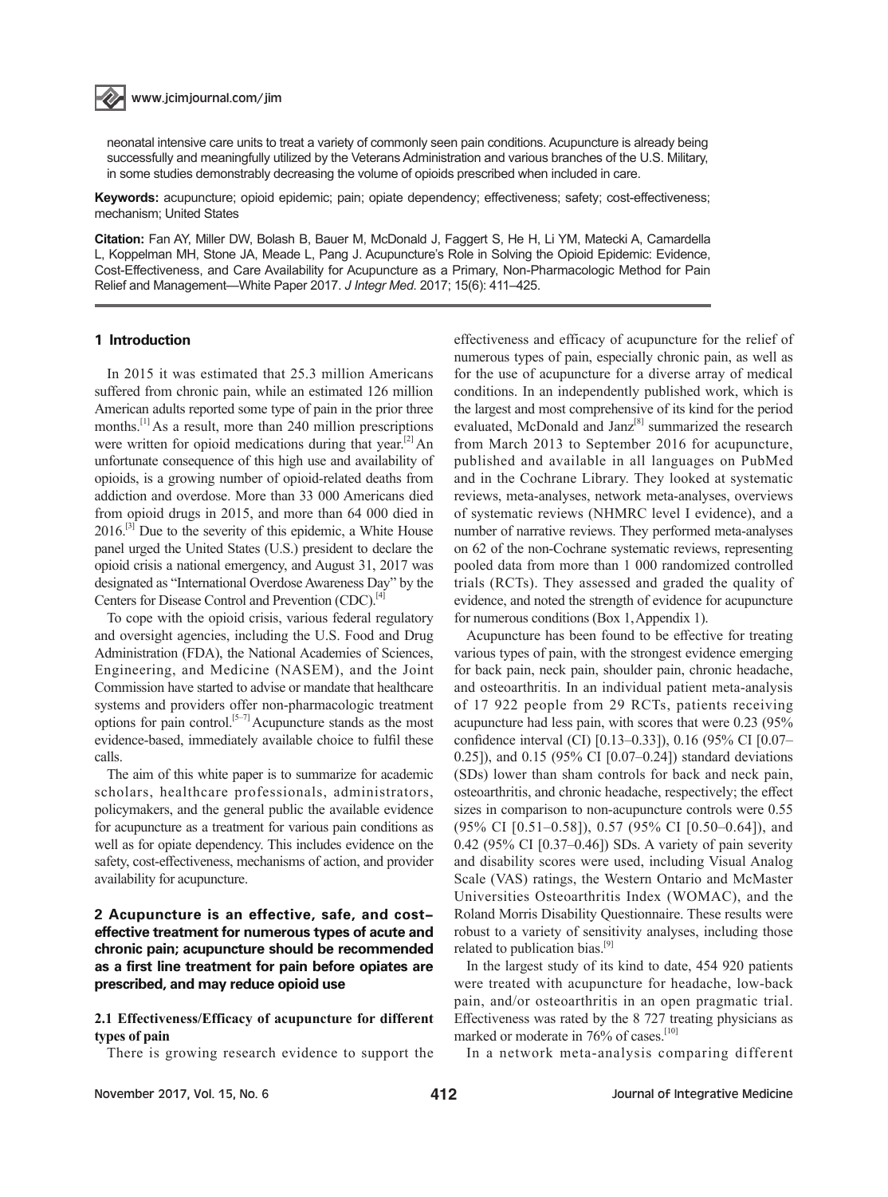neonatal intensive care units to treat a variety of commonly seen pain conditions. Acupuncture is already being successfully and meaningfully utilized by the Veterans Administration and various branches of the U.S. Military, in some studies demonstrably decreasing the volume of opioids prescribed when included in care.

**Keywords:** acupuncture; opioid epidemic; pain; opiate dependency; effectiveness; safety; cost-effectiveness; mechanism; United States

**Citation:** Fan AY, Miller DW, Bolash B, Bauer M, McDonald J, Faggert S, He H, Li YM, Matecki A, Camardella L, Koppelman MH, Stone JA, Meade L, Pang J. Acupuncture's Role in Solving the Opioid Epidemic: Evidence, Cost-Effectiveness, and Care Availability for Acupuncture as a Primary, Non-Pharmacologic Method for Pain Relief and Management—White Paper 2017. *J Integr Med*. 2017; 15(6): 411–425.

## 1 Introduction

In 2015 it was estimated that 25.3 million Americans suffered from chronic pain, while an estimated 126 million American adults reported some type of pain in the prior three months.[1] As a result, more than 240 million prescriptions were written for opioid medications during that year.[2] An unfortunate consequence of this high use and availability of opioids, is a growing number of opioid-related deaths from addiction and overdose. More than 33 000 Americans died from opioid drugs in 2015, and more than 64 000 died in 2016.[3] Due to the severity of this epidemic, a White House panel urged the United States (U.S.) president to declare the opioid crisis a national emergency, and August 31, 2017 was designated as "International Overdose Awareness Day" by the Centers for Disease Control and Prevention (CDC).[4]

To cope with the opioid crisis, various federal regulatory and oversight agencies, including the U.S. Food and Drug Administration (FDA), the National Academies of Sciences, Engineering, and Medicine (NASEM), and the Joint Commission have started to advise or mandate that healthcare systems and providers offer non-pharmacologic treatment options for pain control.[5–7] Acupuncture stands as the most evidence-based, immediately available choice to fulfil these calls.

The aim of this white paper is to summarize for academic scholars, healthcare professionals, administrators, policymakers, and the general public the available evidence for acupuncture as a treatment for various pain conditions as well as for opiate dependency. This includes evidence on the safety, cost-effectiveness, mechanisms of action, and provider availability for acupuncture.

## 2 Acupuncture is an effective, safe, and cost-effective treatment for numerous types of acute and chronic pain; acupuncture should be recommended as a first line treatment for pain before opiates are prescribed, and may reduce opioid use

### 2.1 Effectiveness/Efficacy of acupuncture for different types of pain

There is growing research evidence to support the effectiveness and efficacy of acupuncture for the relief of numerous types of pain, especially chronic pain, as well as for the use of acupuncture for a diverse array of medical conditions. In an independently published work, which is the largest and most comprehensive of its kind for the period evaluated, McDonald and Janz[8] summarized the research from March 2013 to September 2016 for acupuncture, published and available in all languages on PubMed and in the Cochrane Library. They looked at systematic reviews, meta-analyses, network meta-analyses, overviews of systematic reviews (NHMRC level I evidence), and a number of narrative reviews. They performed meta-analyses on 62 of the non-Cochrane systematic reviews, representing pooled data from more than 1 000 randomized controlled trials (RCTs). They assessed and graded the quality of evidence, and noted the strength of evidence for acupuncture for numerous conditions (Box 1, Appendix 1).

Acupuncture has been found to be effective for treating various types of pain, with the strongest evidence emerging for back pain, neck pain, shoulder pain, chronic headache, and osteoarthritis. In an individual patient meta-analysis of 17 922 people from 29 RCTs, patients receiving acupuncture had less pain, with scores that were 0.23 (95% confidence interval (CI) [0.13–0.33]), 0.16 (95% CI [0.07–0.25]), and 0.15 (95% CI [0.07–0.24]) standard deviations (SDs) lower than sham controls for back and neck pain, osteoarthritis, and chronic headache, respectively; the effect sizes in comparison to non-acupuncture controls were 0.55 (95% CI [0.51–0.58]), 0.57 (95% CI [0.50–0.64]), and 0.42 (95% CI [0.37–0.46]) SDs. A variety of pain severity and disability scores were used, including Visual Analog Scale (VAS) ratings, the Western Ontario and McMaster Universities Osteoarthritis Index (WOMAC), and the Roland Morris Disability Questionnaire. These results were robust to a variety of sensitivity analyses, including those related to publication bias.[9]

In the largest study of its kind to date, 454 920 patients were treated with acupuncture for headache, low-back pain, and/or osteoarthritis in an open pragmatic trial. Effectiveness was rated by the 8 727 treating physicians as marked or moderate in 76% of cases.[10]

In a network meta-analysis comparing different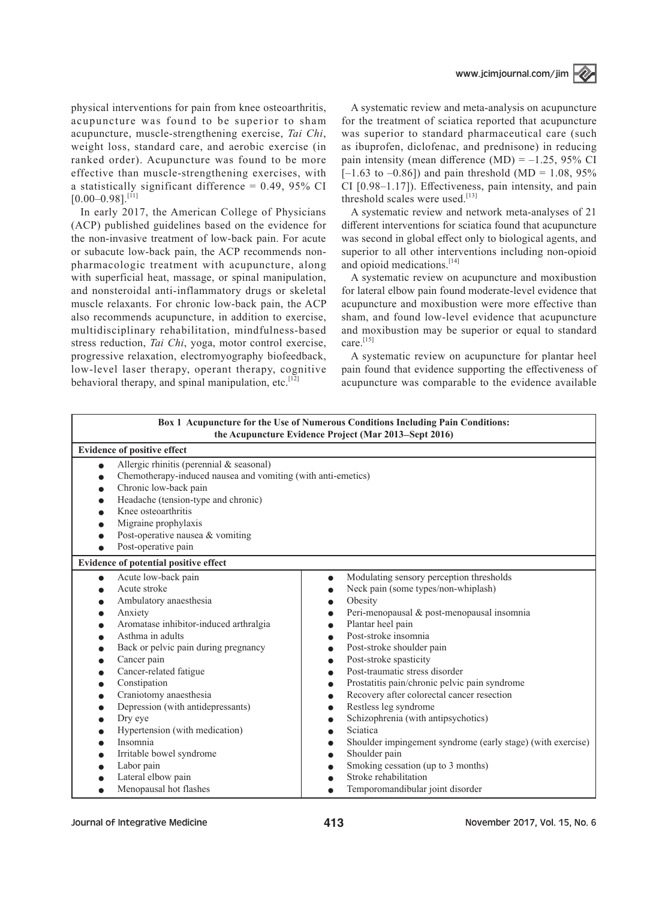physical interventions for pain from knee osteoarthritis, acupuncture was found to be superior to sham acupuncture, muscle-strengthening exercise, *Tai Chi*, weight loss, standard care, and aerobic exercise (in ranked order). Acupuncture was found to be more effective than muscle-strengthening exercises, with a statistically significant difference = 0.49, 95% CI [0.00–0.98].[11]

In early 2017, the American College of Physicians (ACP) published guidelines based on the evidence for the non-invasive treatment of low-back pain. For acute or subacute low-back pain, the ACP recommends non-pharmacologic treatment with acupuncture, along with superficial heat, massage, or spinal manipulation, and nonsteroidal anti-inflammatory drugs or skeletal muscle relaxants. For chronic low-back pain, the ACP also recommends acupuncture, in addition to exercise, multidisciplinary rehabilitation, mindfulness-based stress reduction, *Tai Chi*, yoga, motor control exercise, progressive relaxation, electromyography biofeedback, low-level laser therapy, operant therapy, cognitive behavioral therapy, and spinal manipulation, etc.[12]

A systematic review and meta-analysis on acupuncture for the treatment of sciatica reported that acupuncture was superior to standard pharmaceutical care (such as ibuprofen, diclofenac, and prednisone) in reducing pain intensity (mean difference (MD) = –1.25, 95% CI [–1.63 to –0.86]) and pain threshold (MD = 1.08, 95% CI [0.98–1.17]). Effectiveness, pain intensity, and pain threshold scales were used.[13]

A systematic review and network meta-analyses of 21 different interventions for sciatica found that acupuncture was second in global effect only to biological agents, and superior to all other interventions including non-opioid and opioid medications.[14]

A systematic review on acupuncture and moxibustion for lateral elbow pain found moderate-level evidence that acupuncture and moxibustion were more effective than sham, and found low-level evidence that acupuncture and moxibustion may be superior or equal to standard care.[15]

A systematic review on acupuncture for plantar heel pain found that evidence supporting the effectiveness of acupuncture was comparable to the evidence available

**Box 1 Acupuncture for the Use of Numerous Conditions Including Pain Conditions: the Acupuncture Evidence Project (Mar 2013–Sept 2016)**

**Evidence of positive effect**

- Allergic rhinitis (perennial & seasonal)
- Chemotherapy-induced nausea and vomiting (with anti-emetics)
- Chronic low-back pain
- Headache (tension-type and chronic)
- Knee osteoarthritis
- Migraine prophylaxis
- Post-operative nausea & vomiting
- Post-operative pain

**Evidence of potential positive effect**

- Acute low-back pain
- Acute stroke
- Ambulatory anaesthesia
- Anxiety
- Aromatase inhibitor-induced arthralgia
- Asthma in adults
- Back or pelvic pain during pregnancy
- Cancer pain
- Cancer-related fatigue
- Constipation
- Craniotomy anaesthesia
- Depression (with antidepressants)
- Dry eye
- Hypertension (with medication)
- Insomnia
- Irritable bowel syndrome
- Labor pain
- Lateral elbow pain
- Menopausal hot flashes
- Modulating sensory perception thresholds
- Neck pain (some types/non-whiplash)
- Obesity
- Peri-menopausal & post-menopausal insomnia
- Plantar heel pain
- Post-stroke insomnia
- Post-stroke shoulder pain
- Post-stroke spasticity
- Post-traumatic stress disorder
- Prostatitis pain/chronic pelvic pain syndrome
- Recovery after colorectal cancer resection
- Restless leg syndrome
- Schizophrenia (with antipsychotics)
- Sciatica
- Shoulder impingement syndrome (early stage) (with exercise)
- Shoulder pain
- Smoking cessation (up to 3 months)
- Stroke rehabilitation
- Temporomandibular joint disorder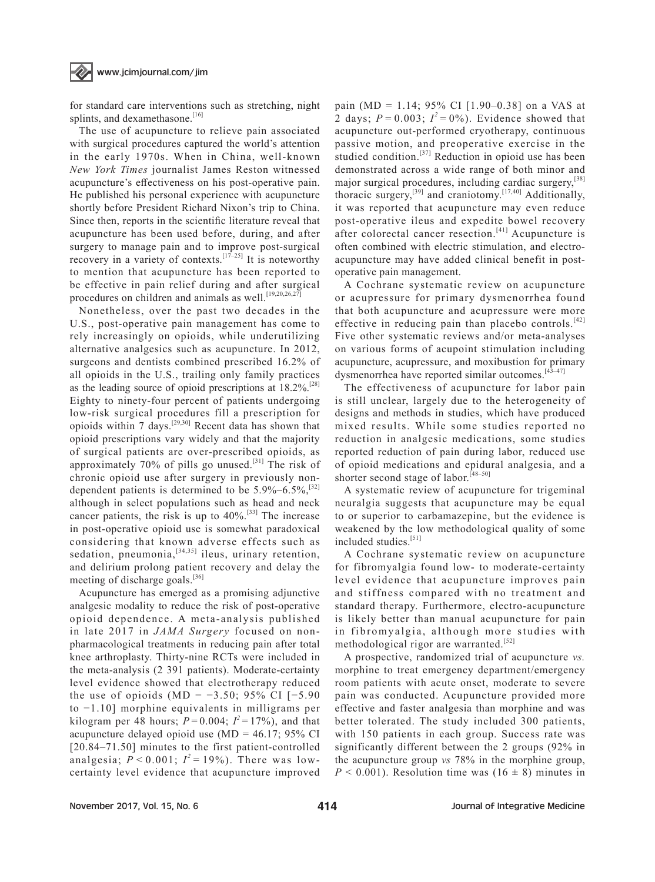for standard care interventions such as stretching, night splints, and dexamethasone.[16]

The use of acupuncture to relieve pain associated with surgical procedures captured the world's attention in the early 1970s. When in China, well-known *New York Times* journalist James Reston witnessed acupuncture's effectiveness on his post-operative pain. He published his personal experience with acupuncture shortly before President Richard Nixon's trip to China. Since then, reports in the scientific literature reveal that acupuncture has been used before, during, and after surgery to manage pain and to improve post-surgical recovery in a variety of contexts.[17–25] It is noteworthy to mention that acupuncture has been reported to be effective in pain relief during and after surgical procedures on children and animals as well.[19,20,26,27]

Nonetheless, over the past two decades in the U.S., post-operative pain management has come to rely increasingly on opioids, while underutilizing alternative analgesics such as acupuncture. In 2012, surgeons and dentists combined prescribed 16.2% of all opioids in the U.S., trailing only family practices as the leading source of opioid prescriptions at 18.2%.[28] Eighty to ninety-four percent of patients undergoing low-risk surgical procedures fill a prescription for opioids within 7 days.[29,30] Recent data has shown that opioid prescriptions vary widely and that the majority of surgical patients are over-prescribed opioids, as approximately 70% of pills go unused.[31] The risk of chronic opioid use after surgery in previously non-dependent patients is determined to be 5.9%–6.5%,[32] although in select populations such as head and neck cancer patients, the risk is up to 40%.[33] The increase in post-operative opioid use is somewhat paradoxical considering that known adverse effects such as sedation, pneumonia,[34,35] ileus, urinary retention, and delirium prolong patient recovery and delay the meeting of discharge goals.[36]

Acupuncture has emerged as a promising adjunctive analgesic modality to reduce the risk of post-operative opioid dependence. A meta-analysis published in late 2017 in *JAMA Surgery* focused on non-pharmacological treatments in reducing pain after total knee arthroplasty. Thirty-nine RCTs were included in the meta-analysis (2 391 patients). Moderate-certainty level evidence showed that electrotherapy reduced the use of opioids (MD = −3.50; 95% CI [−5.90 to −1.10] morphine equivalents in milligrams per kilogram per 48 hours; $P = 0.004$; $I^2 = 17\%$), and that acupuncture delayed opioid use (MD = 46.17; 95% CI [20.84–71.50] minutes to the first patient-controlled analgesia; $P < 0.001$; $I^2 = 19\%$). There was low-certainty level evidence that acupuncture improved pain (MD = 1.14; 95% CI [1.90–0.38] on a VAS at 2 days; $P = 0.003$; $I^2 = 0\%$). Evidence showed that acupuncture out-performed cryotherapy, continuous passive motion, and preoperative exercise in the studied condition.[37] Reduction in opioid use has been demonstrated across a wide range of both minor and major surgical procedures, including cardiac surgery,[38] thoracic surgery,[39] and craniotomy.[17,40] Additionally, it was reported that acupuncture may even reduce post-operative ileus and expedite bowel recovery after colorectal cancer resection.[41] Acupuncture is often combined with electric stimulation, and electro-acupuncture may have added clinical benefit in post-operative pain management.

A Cochrane systematic review on acupuncture or acupressure for primary dysmenorrhea found that both acupuncture and acupressure were more effective in reducing pain than placebo controls.[42] Five other systematic reviews and/or meta-analyses on various forms of acupoint stimulation including acupuncture, acupressure, and moxibustion for primary dysmenorrhea have reported similar outcomes.[43–47]

The effectiveness of acupuncture for labor pain is still unclear, largely due to the heterogeneity of designs and methods in studies, which have produced mixed results. While some studies reported no reduction in analgesic medications, some studies reported reduction of pain during labor, reduced use of opioid medications and epidural analgesia, and a shorter second stage of labor.[48–50]

A systematic review of acupuncture for trigeminal neuralgia suggests that acupuncture may be equal to or superior to carbamazepine, but the evidence is weakened by the low methodological quality of some included studies.[51]

A Cochrane systematic review on acupuncture for fibromyalgia found low- to moderate-certainty level evidence that acupuncture improves pain and stiffness compared with no treatment and standard therapy. Furthermore, electro-acupuncture is likely better than manual acupuncture for pain in fibromyalgia, although more studies with methodological rigor are warranted.[52]

A prospective, randomized trial of acupuncture *vs.* morphine to treat emergency department/emergency room patients with acute onset, moderate to severe pain was conducted. Acupuncture provided more effective and faster analgesia than morphine and was better tolerated. The study included 300 patients, with 150 patients in each group. Success rate was significantly different between the 2 groups (92% in the acupuncture group *vs* 78% in the morphine group, $P < 0.001$). Resolution time was (16 ± 8) minutes in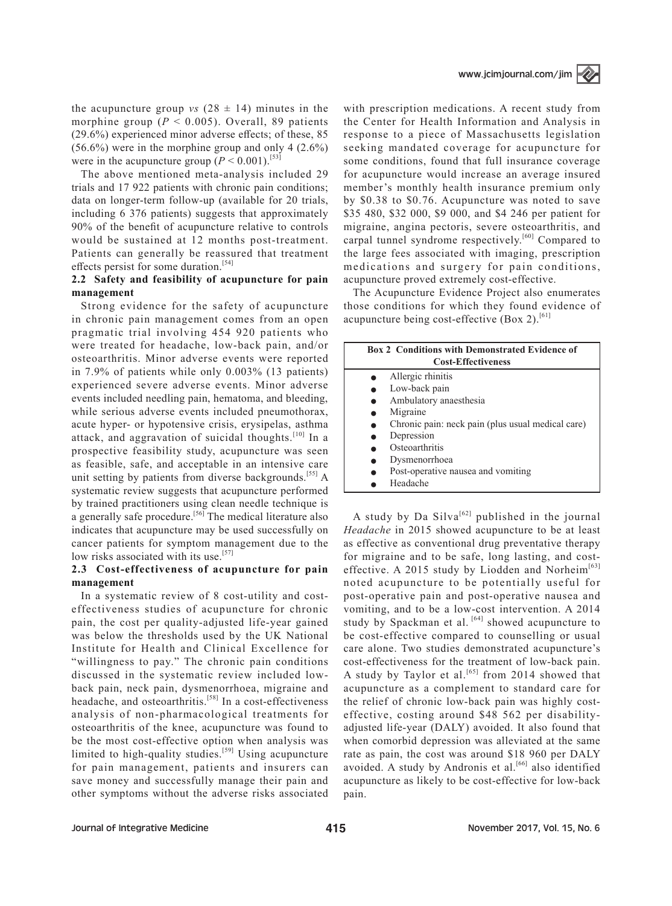the acupuncture group *vs* (28 ± 14) minutes in the morphine group ($P < 0.005$). Overall, 89 patients (29.6%) experienced minor adverse effects; of these, 85 (56.6%) were in the morphine group and only 4 (2.6%) were in the acupuncture group ($P < 0.001$).[53]

The above mentioned meta-analysis included 29 trials and 17 922 patients with chronic pain conditions; data on longer-term follow-up (available for 20 trials, including 6 376 patients) suggests that approximately 90% of the benefit of acupuncture relative to controls would be sustained at 12 months post-treatment. Patients can generally be reassured that treatment effects persist for some duration.[54]

### 2.2 Safety and feasibility of acupuncture for pain management

Strong evidence for the safety of acupuncture in chronic pain management comes from an open pragmatic trial involving 454 920 patients who were treated for headache, low-back pain, and/or osteoarthritis. Minor adverse events were reported in 7.9% of patients while only 0.003% (13 patients) experienced severe adverse events. Minor adverse events included needling pain, hematoma, and bleeding, while serious adverse events included pneumothorax, acute hyper- or hypotensive crisis, erysipelas, asthma attack, and aggravation of suicidal thoughts.[10] In a prospective feasibility study, acupuncture was seen as feasible, safe, and acceptable in an intensive care unit setting by patients from diverse backgrounds.[55] A systematic review suggests that acupuncture performed by trained practitioners using clean needle technique is a generally safe procedure.[56] The medical literature also indicates that acupuncture may be used successfully on cancer patients for symptom management due to the low risks associated with its use.[57]

### 2.3 Cost-effectiveness of acupuncture for pain management

In a systematic review of 8 cost-utility and cost-effectiveness studies of acupuncture for chronic pain, the cost per quality-adjusted life-year gained was below the thresholds used by the UK National Institute for Health and Clinical Excellence for "willingness to pay." The chronic pain conditions discussed in the systematic review included low-back pain, neck pain, dysmenorrhoea, migraine and headache, and osteoarthritis.[58] In a cost-effectiveness analysis of non-pharmacological treatments for osteoarthritis of the knee, acupuncture was found to be the most cost-effective option when analysis was limited to high-quality studies.[59] Using acupuncture for pain management, patients and insurers can save money and successfully manage their pain and other symptoms without the adverse risks associated with prescription medications. A recent study from the Center for Health Information and Analysis in response to a piece of Massachusetts legislation seeking mandated coverage for acupuncture for some conditions, found that full insurance coverage for acupuncture would increase an average insured member's monthly health insurance premium only by $0.38 to $0.76. Acupuncture was noted to save $35 480, $32 000, $9 000, and $4 246 per patient for migraine, angina pectoris, severe osteoarthritis, and carpal tunnel syndrome respectively.[60] Compared to the large fees associated with imaging, prescription medications and surgery for pain conditions, acupuncture proved extremely cost-effective.

The Acupuncture Evidence Project also enumerates those conditions for which they found evidence of acupuncture being cost-effective (Box 2).[61]

**Box 2 Conditions with Demonstrated Evidence of Cost-Effectiveness**

- Allergic rhinitis
- Low-back pain
- Ambulatory anaesthesia
- Migraine
- Chronic pain: neck pain (plus usual medical care)
- Depression
- Osteoarthritis
- Dysmenorrhoea
- Post-operative nausea and vomiting
- Headache

A study by Da Silva[62] published in the journal *Headache* in 2015 showed acupuncture to be at least as effective as conventional drug preventative therapy for migraine and to be safe, long lasting, and cost-effective. A 2015 study by Liodden and Norheim[63] noted acupuncture to be potentially useful for post-operative pain and post-operative nausea and vomiting, and to be a low-cost intervention. A 2014 study by Spackman et al. [64] showed acupuncture to be cost-effective compared to counselling or usual care alone. Two studies demonstrated acupuncture's cost-effectiveness for the treatment of low-back pain. A study by Taylor et al.[65] from 2014 showed that acupuncture as a complement to standard care for the relief of chronic low-back pain was highly cost-effective, costing around $48 562 per disability-adjusted life-year (DALY) avoided. It also found that when comorbid depression was alleviated at the same rate as pain, the cost was around $18 960 per DALY avoided. A study by Andronis et al.[66] also identified acupuncture as likely to be cost-effective for low-back pain.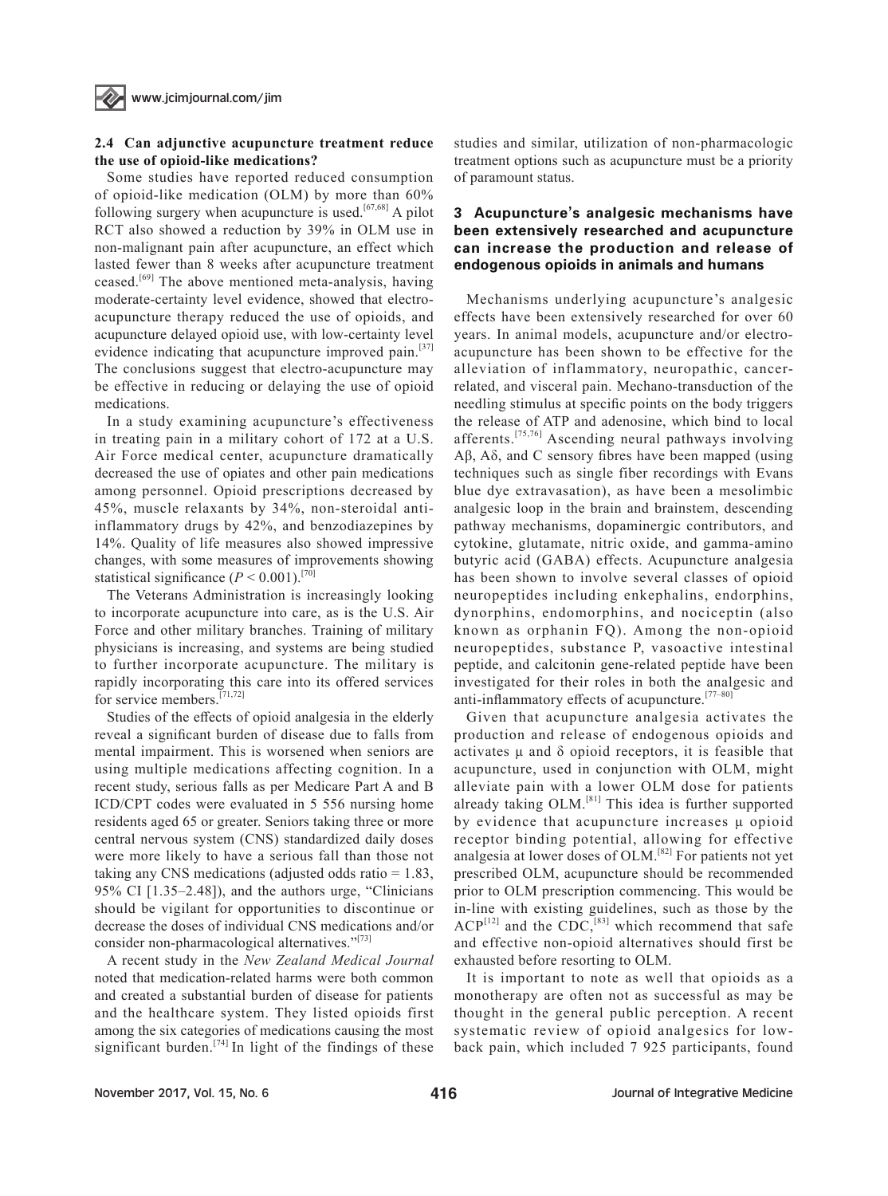### 2.4 Can adjunctive acupuncture treatment reduce the use of opioid-like medications?

Some studies have reported reduced consumption of opioid-like medication (OLM) by more than 60% following surgery when acupuncture is used.[67,68] A pilot RCT also showed a reduction by 39% in OLM use in non-malignant pain after acupuncture, an effect which lasted fewer than 8 weeks after acupuncture treatment ceased.[69] The above mentioned meta-analysis, having moderate-certainty level evidence, showed that electro-acupuncture therapy reduced the use of opioids, and acupuncture delayed opioid use, with low-certainty level evidence indicating that acupuncture improved pain.[37] The conclusions suggest that electro-acupuncture may be effective in reducing or delaying the use of opioid medications.

In a study examining acupuncture's effectiveness in treating pain in a military cohort of 172 at a U.S. Air Force medical center, acupuncture dramatically decreased the use of opiates and other pain medications among personnel. Opioid prescriptions decreased by 45%, muscle relaxants by 34%, non-steroidal anti-inflammatory drugs by 42%, and benzodiazepines by 14%. Quality of life measures also showed impressive changes, with some measures of improvements showing statistical significance ($P < 0.001$).[70]

The Veterans Administration is increasingly looking to incorporate acupuncture into care, as is the U.S. Air Force and other military branches. Training of military physicians is increasing, and systems are being studied to further incorporate acupuncture. The military is rapidly incorporating this care into its offered services for service members.[71,72]

Studies of the effects of opioid analgesia in the elderly reveal a significant burden of disease due to falls from mental impairment. This is worsened when seniors are using multiple medications affecting cognition. In a recent study, serious falls as per Medicare Part A and B ICD/CPT codes were evaluated in 5 556 nursing home residents aged 65 or greater. Seniors taking three or more central nervous system (CNS) standardized daily doses were more likely to have a serious fall than those not taking any CNS medications (adjusted odds ratio = 1.83, 95% CI [1.35–2.48]), and the authors urge, "Clinicians should be vigilant for opportunities to discontinue or decrease the doses of individual CNS medications and/or consider non-pharmacological alternatives."[73]

A recent study in the *New Zealand Medical Journal* noted that medication-related harms were both common and created a substantial burden of disease for patients and the healthcare system. They listed opioids first among the six categories of medications causing the most significant burden.[74] In light of the findings of these studies and similar, utilization of non-pharmacologic treatment options such as acupuncture must be a priority of paramount status.

## 3 Acupuncture's analgesic mechanisms have been extensively researched and acupuncture can increase the production and release of endogenous opioids in animals and humans

Mechanisms underlying acupuncture's analgesic effects have been extensively researched for over 60 years. In animal models, acupuncture and/or electro-acupuncture has been shown to be effective for the alleviation of inflammatory, neuropathic, cancer-related, and visceral pain. Mechano-transduction of the needling stimulus at specific points on the body triggers the release of ATP and adenosine, which bind to local afferents.[75,76] Ascending neural pathways involving Aβ, Aδ, and C sensory fibres have been mapped (using techniques such as single fiber recordings with Evans blue dye extravasation), as have been a mesolimbic analgesic loop in the brain and brainstem, descending pathway mechanisms, dopaminergic contributors, and cytokine, glutamate, nitric oxide, and gamma-amino butyric acid (GABA) effects. Acupuncture analgesia has been shown to involve several classes of opioid neuropeptides including enkephalins, endorphins, dynorphins, endomorphins, and nociceptin (also known as orphanin FQ). Among the non-opioid neuropeptides, substance P, vasoactive intestinal peptide, and calcitonin gene-related peptide have been investigated for their roles in both the analgesic and anti-inflammatory effects of acupuncture.[77–80]

Given that acupuncture analgesia activates the production and release of endogenous opioids and activates μ and δ opioid receptors, it is feasible that acupuncture, used in conjunction with OLM, might alleviate pain with a lower OLM dose for patients already taking OLM.[81] This idea is further supported by evidence that acupuncture increases μ opioid receptor binding potential, allowing for effective analgesia at lower doses of OLM.[82] For patients not yet prescribed OLM, acupuncture should be recommended prior to OLM prescription commencing. This would be in-line with existing guidelines, such as those by the ACP[12] and the CDC,[83] which recommend that safe and effective non-opioid alternatives should first be exhausted before resorting to OLM.

It is important to note as well that opioids as a monotherapy are often not as successful as may be thought in the general public perception. A recent systematic review of opioid analgesics for low-back pain, which included 7 925 participants, found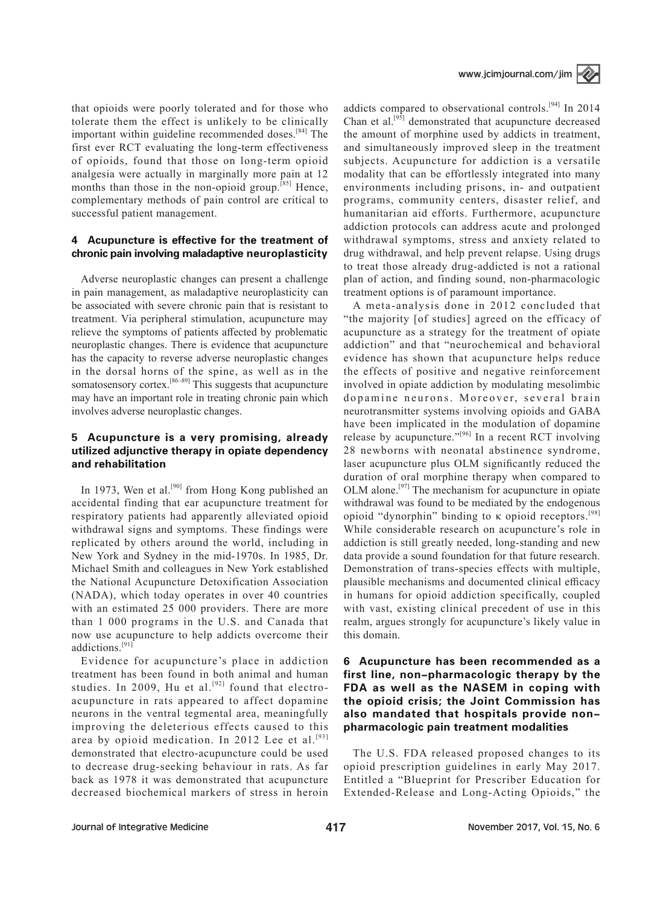that opioids were poorly tolerated and for those who tolerate them the effect is unlikely to be clinically important within guideline recommended doses.[84] The first ever RCT evaluating the long-term effectiveness of opioids, found that those on long-term opioid analgesia were actually in marginally more pain at 12 months than those in the non-opioid group.[85] Hence, complementary methods of pain control are critical to successful patient management.

## 4 Acupuncture is effective for the treatment of chronic pain involving maladaptive neuroplasticity

Adverse neuroplastic changes can present a challenge in pain management, as maladaptive neuroplasticity can be associated with severe chronic pain that is resistant to treatment. Via peripheral stimulation, acupuncture may relieve the symptoms of patients affected by problematic neuroplastic changes. There is evidence that acupuncture has the capacity to reverse adverse neuroplastic changes in the dorsal horns of the spine, as well as in the somatosensory cortex.[86–89] This suggests that acupuncture may have an important role in treating chronic pain which involves adverse neuroplastic changes.

## 5 Acupuncture is a very promising, already utilized adjunctive therapy in opiate dependency and rehabilitation

In 1973, Wen et al.[90] from Hong Kong published an accidental finding that ear acupuncture treatment for respiratory patients had apparently alleviated opioid withdrawal signs and symptoms. These findings were replicated by others around the world, including in New York and Sydney in the mid-1970s. In 1985, Dr. Michael Smith and colleagues in New York established the National Acupuncture Detoxification Association (NADA), which today operates in over 40 countries with an estimated 25 000 providers. There are more than 1 000 programs in the U.S. and Canada that now use acupuncture to help addicts overcome their addictions.[91]

Evidence for acupuncture's place in addiction treatment has been found in both animal and human studies. In 2009, Hu et al.[92] found that electro-acupuncture in rats appeared to affect dopamine neurons in the ventral tegmental area, meaningfully improving the deleterious effects caused to this area by opioid medication. In 2012 Lee et al.[93] demonstrated that electro-acupuncture could be used to decrease drug-seeking behaviour in rats. As far back as 1978 it was demonstrated that acupuncture decreased biochemical markers of stress in heroin addicts compared to observational controls.[94] In 2014 Chan et al.[95] demonstrated that acupuncture decreased the amount of morphine used by addicts in treatment, and simultaneously improved sleep in the treatment subjects. Acupuncture for addiction is a versatile modality that can be effortlessly integrated into many environments including prisons, in- and outpatient programs, community centers, disaster relief, and humanitarian aid efforts. Furthermore, acupuncture addiction protocols can address acute and prolonged withdrawal symptoms, stress and anxiety related to drug withdrawal, and help prevent relapse. Using drugs to treat those already drug-addicted is not a rational plan of action, and finding sound, non-pharmacologic treatment options is of paramount importance.

A meta-analysis done in 2012 concluded that "the majority [of studies] agreed on the efficacy of acupuncture as a strategy for the treatment of opiate addiction" and that "neurochemical and behavioral evidence has shown that acupuncture helps reduce the effects of positive and negative reinforcement involved in opiate addiction by modulating mesolimbic dopamine neurons. Moreover, several brain neurotransmitter systems involving opioids and GABA have been implicated in the modulation of dopamine release by acupuncture."[96] In a recent RCT involving 28 newborns with neonatal abstinence syndrome, laser acupuncture plus OLM significantly reduced the duration of oral morphine therapy when compared to OLM alone.[97] The mechanism for acupuncture in opiate withdrawal was found to be mediated by the endogenous opioid "dynorphin" binding to κ opioid receptors.[98] While considerable research on acupuncture's role in addiction is still greatly needed, long-standing and new data provide a sound foundation for that future research. Demonstration of trans-species effects with multiple, plausible mechanisms and documented clinical efficacy in humans for opioid addiction specifically, coupled with vast, existing clinical precedent of use in this realm, argues strongly for acupuncture's likely value in this domain.

## 6 Acupuncture has been recommended as a first line, non-pharmacologic therapy by the FDA as well as the NASEM in coping with the opioid crisis; the Joint Commission has also mandated that hospitals provide non-pharmacologic pain treatment modalities

The U.S. FDA released proposed changes to its opioid prescription guidelines in early May 2017. Entitled a "Blueprint for Prescriber Education for Extended-Release and Long-Acting Opioids," the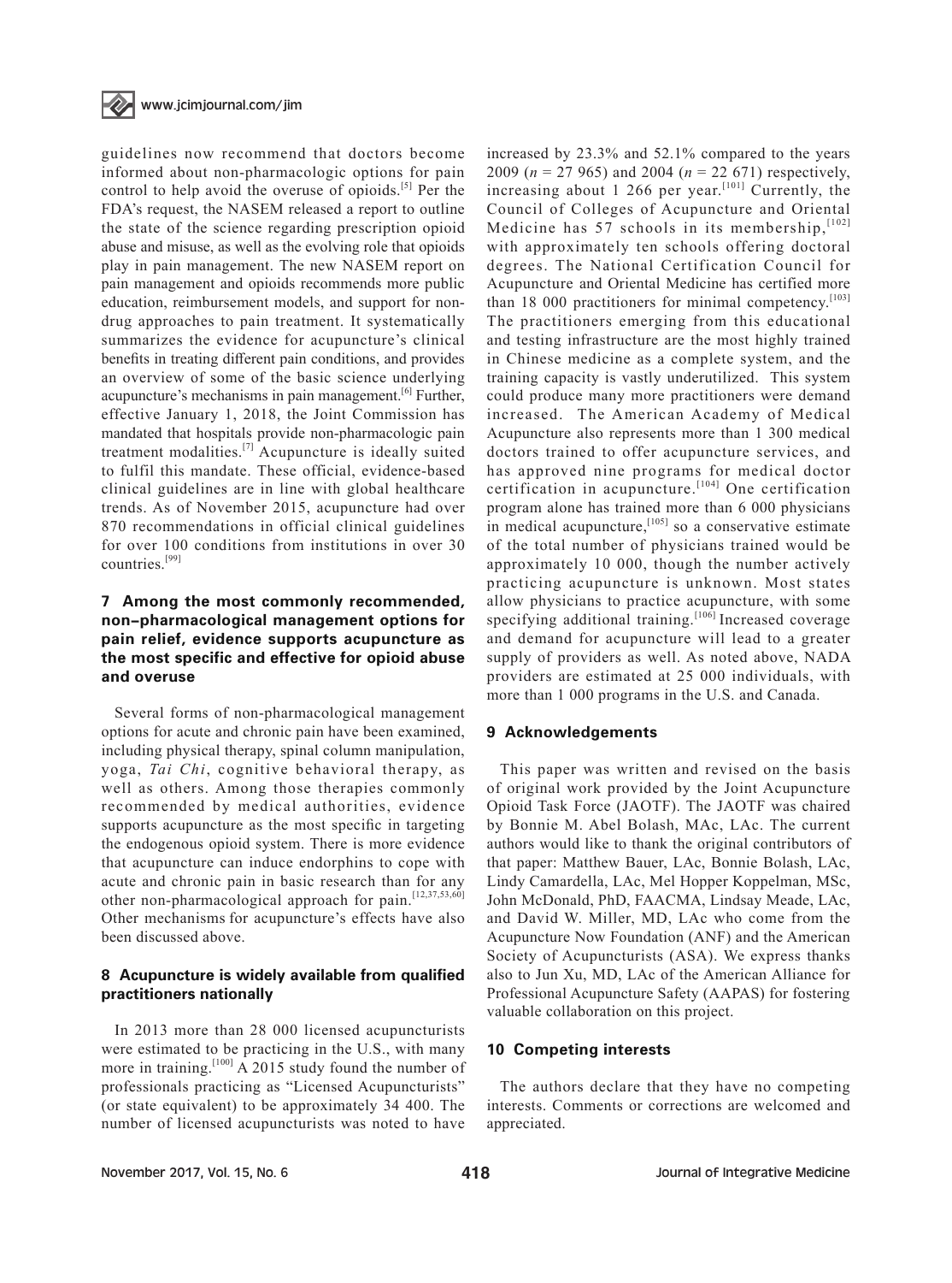guidelines now recommend that doctors become informed about non-pharmacologic options for pain control to help avoid the overuse of opioids.[5] Per the FDA's request, the NASEM released a report to outline the state of the science regarding prescription opioid abuse and misuse, as well as the evolving role that opioids play in pain management. The new NASEM report on pain management and opioids recommends more public education, reimbursement models, and support for non-drug approaches to pain treatment. It systematically summarizes the evidence for acupuncture's clinical benefits in treating different pain conditions, and provides an overview of some of the basic science underlying acupuncture's mechanisms in pain management.[6] Further, effective January 1, 2018, the Joint Commission has mandated that hospitals provide non-pharmacologic pain treatment modalities.[7] Acupuncture is ideally suited to fulfil this mandate. These official, evidence-based clinical guidelines are in line with global healthcare trends. As of November 2015, acupuncture had over 870 recommendations in official clinical guidelines for over 100 conditions from institutions in over 30 countries.[99]

## 7 Among the most commonly recommended, non–pharmacological management options for pain relief, evidence supports acupuncture as the most specific and effective for opioid abuse and overuse

Several forms of non-pharmacological management options for acute and chronic pain have been examined, including physical therapy, spinal column manipulation, yoga, *Tai Chi*, cognitive behavioral therapy, as well as others. Among those therapies commonly recommended by medical authorities, evidence supports acupuncture as the most specific in targeting the endogenous opioid system. There is more evidence that acupuncture can induce endorphins to cope with acute and chronic pain in basic research than for any other non-pharmacological approach for pain.[12,37,53,60] Other mechanisms for acupuncture's effects have also been discussed above.

## 8 Acupuncture is widely available from qualified practitioners nationally

In 2013 more than 28 000 licensed acupuncturists were estimated to be practicing in the U.S., with many more in training.[100] A 2015 study found the number of professionals practicing as "Licensed Acupuncturists" (or state equivalent) to be approximately 34 400. The number of licensed acupuncturists was noted to have increased by 23.3% and 52.1% compared to the years 2009 ($n$ = 27 965) and 2004 ($n$ = 22 671) respectively, increasing about 1 266 per year.[101] Currently, the Council of Colleges of Acupuncture and Oriental Medicine has 57 schools in its membership,[102] with approximately ten schools offering doctoral degrees. The National Certification Council for Acupuncture and Oriental Medicine has certified more than 18 000 practitioners for minimal competency.[103] The practitioners emerging from this educational and testing infrastructure are the most highly trained in Chinese medicine as a complete system, and the training capacity is vastly underutilized. This system could produce many more practitioners were demand increased. The American Academy of Medical Acupuncture also represents more than 1 300 medical doctors trained to offer acupuncture services, and has approved nine programs for medical doctor certification in acupuncture.[104] One certification program alone has trained more than 6 000 physicians in medical acupuncture,[105] so a conservative estimate of the total number of physicians trained would be approximately 10 000, though the number actively practicing acupuncture is unknown. Most states allow physicians to practice acupuncture, with some specifying additional training.[106] Increased coverage and demand for acupuncture will lead to a greater supply of providers as well. As noted above, NADA providers are estimated at 25 000 individuals, with more than 1 000 programs in the U.S. and Canada.

## 9 Acknowledgements

This paper was written and revised on the basis of original work provided by the Joint Acupuncture Opioid Task Force (JAOTF). The JAOTF was chaired by Bonnie M. Abel Bolash, MAc, LAc. The current authors would like to thank the original contributors of that paper: Matthew Bauer, LAc, Bonnie Bolash, LAc, Lindy Camardella, LAc, Mel Hopper Koppelman, MSc, John McDonald, PhD, FAACMA, Lindsay Meade, LAc, and David W. Miller, MD, LAc who come from the Acupuncture Now Foundation (ANF) and the American Society of Acupuncturists (ASA). We express thanks also to Jun Xu, MD, LAc of the American Alliance for Professional Acupuncture Safety (AAPAS) for fostering valuable collaboration on this project.

## 10 Competing interests

The authors declare that they have no competing interests. Comments or corrections are welcomed and appreciated.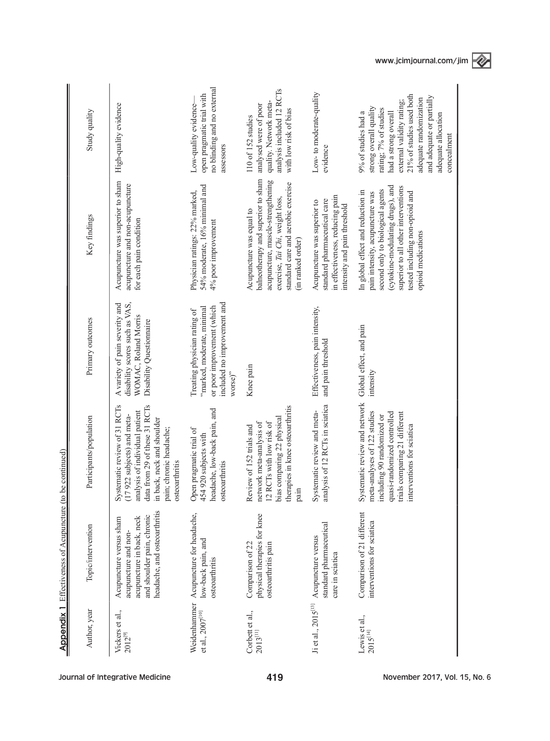**Appendix 1** Effectiveness of Acupuncture (to be continued)

| Author, year | Topic/intervention | Participants/population | Primary outcomes | Key findings | Study quality |
|---|---|---|---|---|---|
| Vickers et al., 2012[9] | Acupuncture versus sham acupuncture and non-acupuncture in back, neck and shoulder pain, chronic headache, and osteoarthritis | Systematic review of 31 RCTs (17 922 subjects) and meta-analysis of individual patient data from 29 of these 31 RCTs in back, neck and shoulder pain; chronic headache; osteoarthritis | A variety of pain severity and disability scores such as VAS, WOMAC, Roland Morris Disability Questionnaire | Acupuncture was superior to sham acupuncture and non-acupuncture for each pain condition | High-quality evidence |
| Weidenhammer et al., 2007[10] | Acupuncture for headache, low-back pain, and osteoarthritis | Open pragmatic trial of 454 920 subjects with headache, low-back pain, and osteoarthritis | Treating physician rating of "marked, moderate, minimal or poor improvement (which included no improvement and worse)" | Physician ratings: 22% marked, 54% moderate, 16% minimal and 4% poor improvement | Low-quality evidence—open pragmatic trial with no blinding and no external assessors |
| Corbett et al., 2013[11] | Comparison of 22 physical therapies for knee osteoarthritis pain | Review of 152 trials and network meta-analysis of 12 RCTs with low risk of bias comparing 22 physical therapies in knee osteoarthritis pain | Knee pain | Acupuncture was equal to balneotherapy and superior to sham acupuncture, muscle-strengthening exercise, *Tai Chi*, weight loss, standard care and aerobic exercise (in ranked order) | 110 of 152 studies analysed were of poor quality. Network meta-analysis included 12 RCTs with low risk of bias |
| Ji et al., 2015[13] | Acupuncture versus standard pharmaceutical care in sciatica | Systematic review and meta-analysis of 12 RCTs in sciatica | Effectiveness, pain intensity, and pain threshold | Acupuncture was superior to standard pharmaceutical care in effectiveness, reducing pain intensity and pain threshold | Low- to moderate-quality evidence |
| Lewis et al., 2015[14] | Comparison of 21 different interventions for sciatica | Systematic review and network meta-analyses of 122 studies including 90 randomized or quasi-randomized controlled trials comparing 21 different interventions for sciatica | Global effect, and pain intensity | In global effect and reduction in pain intensity, acupuncture was second only to biological agents (cytokine-modulating drugs), and superior to all other interventions tested including non-opioid and opioid medications | 9% of studies had a strong overall quality rating; 7% of studies had a strong overall external validity rating; 21% of studies used both adequate randomization and adequate or partially adequate allocation concealment |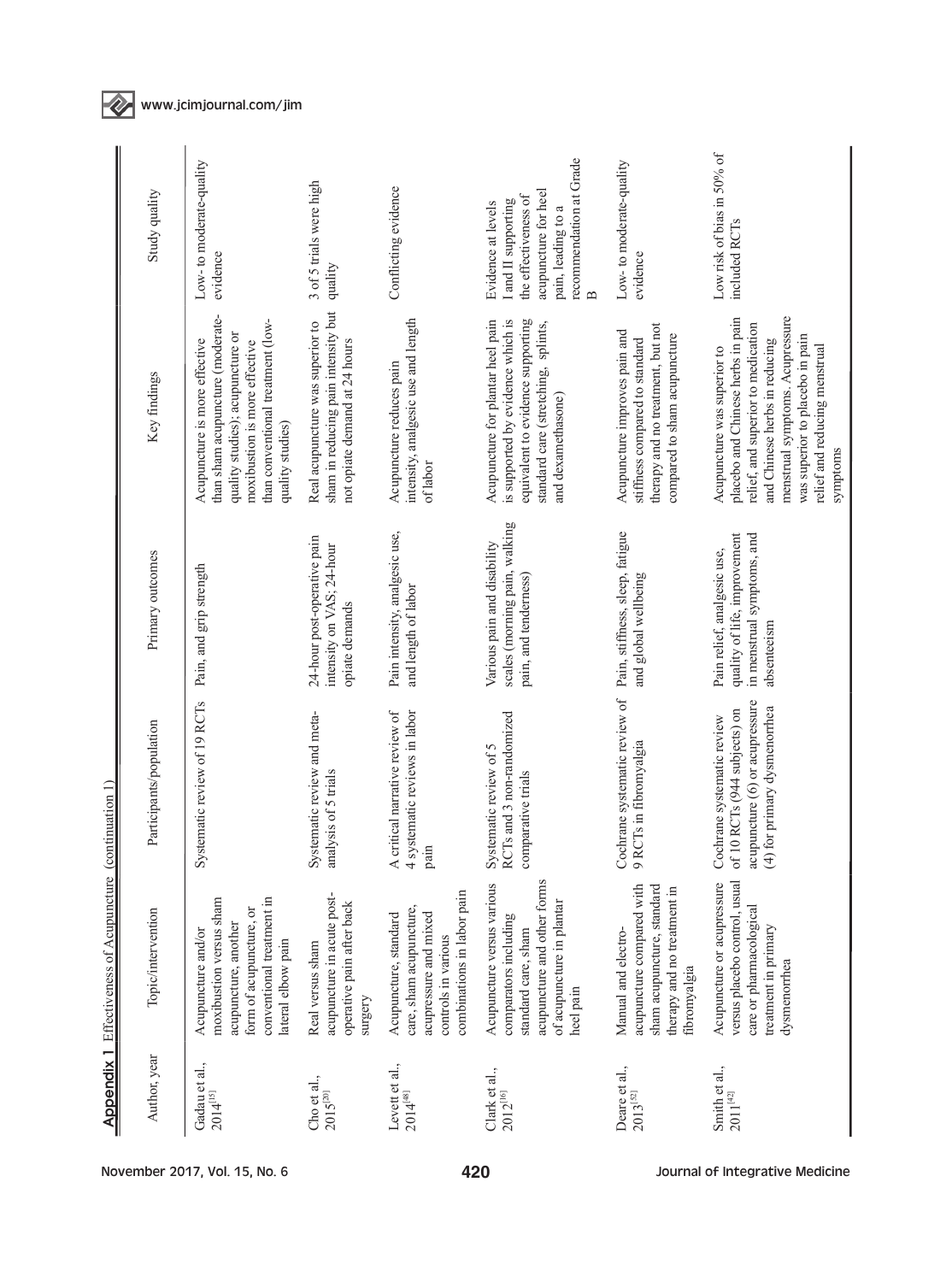**Appendix 1** Effectiveness of Acupuncture (continuation 1)

| Author, year | Topic/intervention | Participants/population | Primary outcomes | Key findings | Study quality |
|---|---|---|---|---|---|
| Gadau et al., 2014[15] | Acupuncture and/or moxibustion versus sham acupuncture, another form of acupuncture, or conventional treatment in lateral elbow pain | Systematic review of 19 RCTs | Pain, and grip strength | Acupuncture is more effective than sham acupuncture (moderate-quality studies); acupuncture or moxibustion is more effective than conventional treatment (low-quality studies) | Low- to moderate-quality evidence |
| Cho et al., 2015[20] | Real versus sham acupuncture in acute post-operative pain after back surgery | Systematic review and meta-analysis of 5 trials | 24-hour post-operative pain intensity on VAS; 24-hour opiate demands | Real acupuncture was superior to sham in reducing pain intensity but not opiate demand at 24 hours | 3 of 5 trials were high quality |
| Levett et al., 2014[48] | Acupuncture, standard care, sham acupuncture, acupressure and mixed controls in various combinations in labor pain | A critical narrative review of 4 systematic reviews in labor pain | Pain intensity, analgesic use, and length of labor | Acupuncture reduces pain intensity, analgesic use and length of labor | Conflicting evidence |
| Clark et al., 2012[16] | Acupuncture versus various comparators including standard care, sham acupuncture and other forms of acupuncture in plantar heel pain | Systematic review of 5 RCTs and 3 non-randomized comparative trials | Various pain and disability scales (morning pain, walking pain, and tenderness) | Acupuncture for plantar heel pain is supported by evidence which is equivalent to evidence supporting standard care (stretching, splints, and dexamethasone) | Evidence at levels I and II supporting the effectiveness of acupuncture for heel pain, leading to a recommendation at Grade B |
| Deare et al., 2013[52] | Manual and electro-acupuncture compared with sham acupuncture, standard therapy and no treatment in fibromyalgia | Cochrane systematic review of 9 RCTs in fibromyalgia | Pain, stiffness, sleep, fatigue and global wellbeing | Acupuncture improves pain and stiffness compared to standard therapy and no treatment, but not compared to sham acupuncture | Low- to moderate-quality evidence |
| Smith et al., 2011[42] | Acupuncture or acupressure versus placebo control, usual care or pharmacological treatment in primary dysmenorrhea | Cochrane systematic review of 10 RCTs (944 subjects) on acupuncture (6) or acupressure (4) for primary dysmenorrhea | Pain relief, analgesic use, quality of life, improvement in menstrual symptoms, and absenteeism | Acupuncture was superior to placebo and Chinese herbs in pain relief, and superior to medication and Chinese herbs in reducing menstrual symptoms. Acupressure was superior to placebo in pain relief and reducing menstrual symptoms | Low risk of bias in 50% of included RCTs |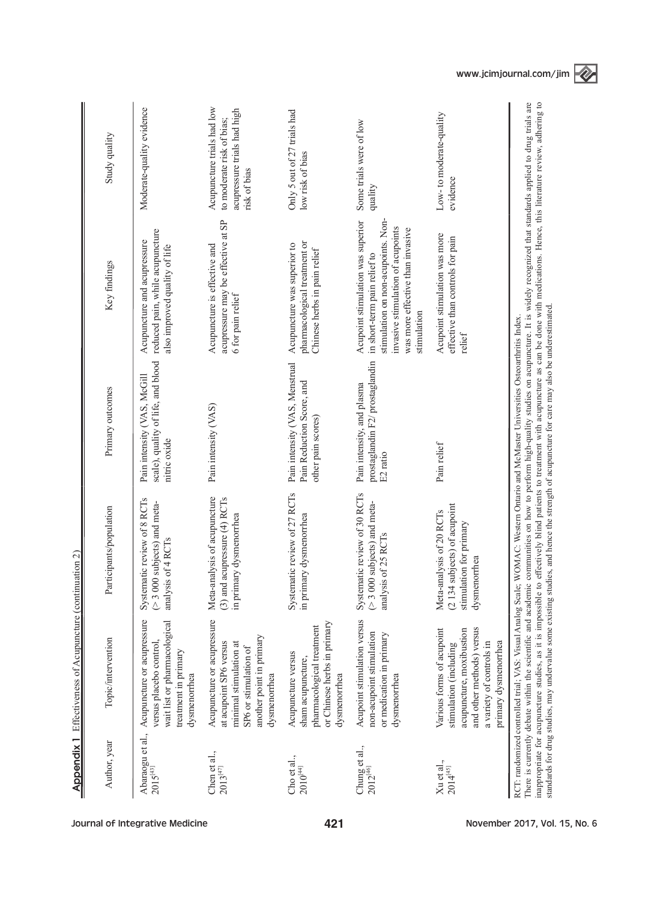**Appendix 1** Effectiveness of Acupuncture (continuation 2)

| Author, year | Topic/intervention | Participants/population | Primary outcomes | Key findings | Study quality |
|---|---|---|---|---|---|
| Abaraogu et al., 2015[43] | Acupuncture or acupressure versus placebo control, wait list or pharmacological treatment in primary dysmenorrhea | Systematic review of 8 RCTs (> 3 000 subjects) and meta-analysis of 4 RCTs | Pain intensity (VAS, McGill scale), quality of life, and blood nitric oxide | Acupuncture and acupressure reduced pain, while acupuncture also improved quality of life | Moderate-quality evidence |
| Chen et al., 2013[47] | Acupuncture or acupressure at acupoint SP6 versus minimal stimulation at SP6 or stimulation of another point in primary dysmenorrhea | Meta-analysis of acupuncture (3) and acupressure (4) RCTs in primary dysmenorrhea | Pain intensity (VAS) | Acupuncture is effective and acupressure may be effective at SP 6 for pain relief | Acupuncture trials had low to moderate risk of bias; acupressure trials had high risk of bias |
| Cho et al., 2010[44] | Acupuncture versus sham acupuncture, pharmacological treatment or Chinese herbs in primary dysmenorrhea | Systematic review of 27 RCTs in primary dysmenorrhea | Pain intensity (VAS, Menstrual Pain Reduction Score, and other pain scores) | Acupuncture was superior to pharmacological treatment or Chinese herbs in pain relief | Only 5 out of 27 trials had low risk of bias |
| Chung et al., 2012[46] | Acupoint stimulation versus non-acupoint stimulation or medication in primary dysmenorrhea | Systematic review of 30 RCTs (> 3 000 subjects) and meta-analysis of 25 RCTs | Pain intensity, and plasma prostaglandin F2/ prostaglandin E2 ratio | Acupoint stimulation was superior in short-term pain relief to stimulation on non-acupoints. Non-invasive stimulation of acupoints was more effective than invasive stimulation | Some trials were of low quality |
| Xu et al., 2014[45] | Various forms of acupoint stimulation (including acupuncture, moxibustion and other methods) versus a variety of controls in primary dysmenorrhea | Meta-analysis of 20 RCTs (2 134 subjects) of acupoint stimulation for primary dysmenorrhea | Pain relief | Acupoint stimulation was more effective than controls for pain relief | Low- to moderate-quality evidence |

RCT: randomized controlled trial; VAS: Visual Analog Scale; WOMAC: Western Ontario and McMaster Universities Osteoarthritis Index.
There is currently debate within the scientific and academic communities on how to perform high-quality studies on acupuncture. It is widely recognized that standards applied to drug trials are inappropriate for acupuncture studies, as it is impossible to effectively blind patients to treatment with acupuncture as can be done with medications. Hence, this literature review, adhering to standards for drug studies, may undervalue some existing studies, and hence the strength of acupuncture for care may also be underestimated.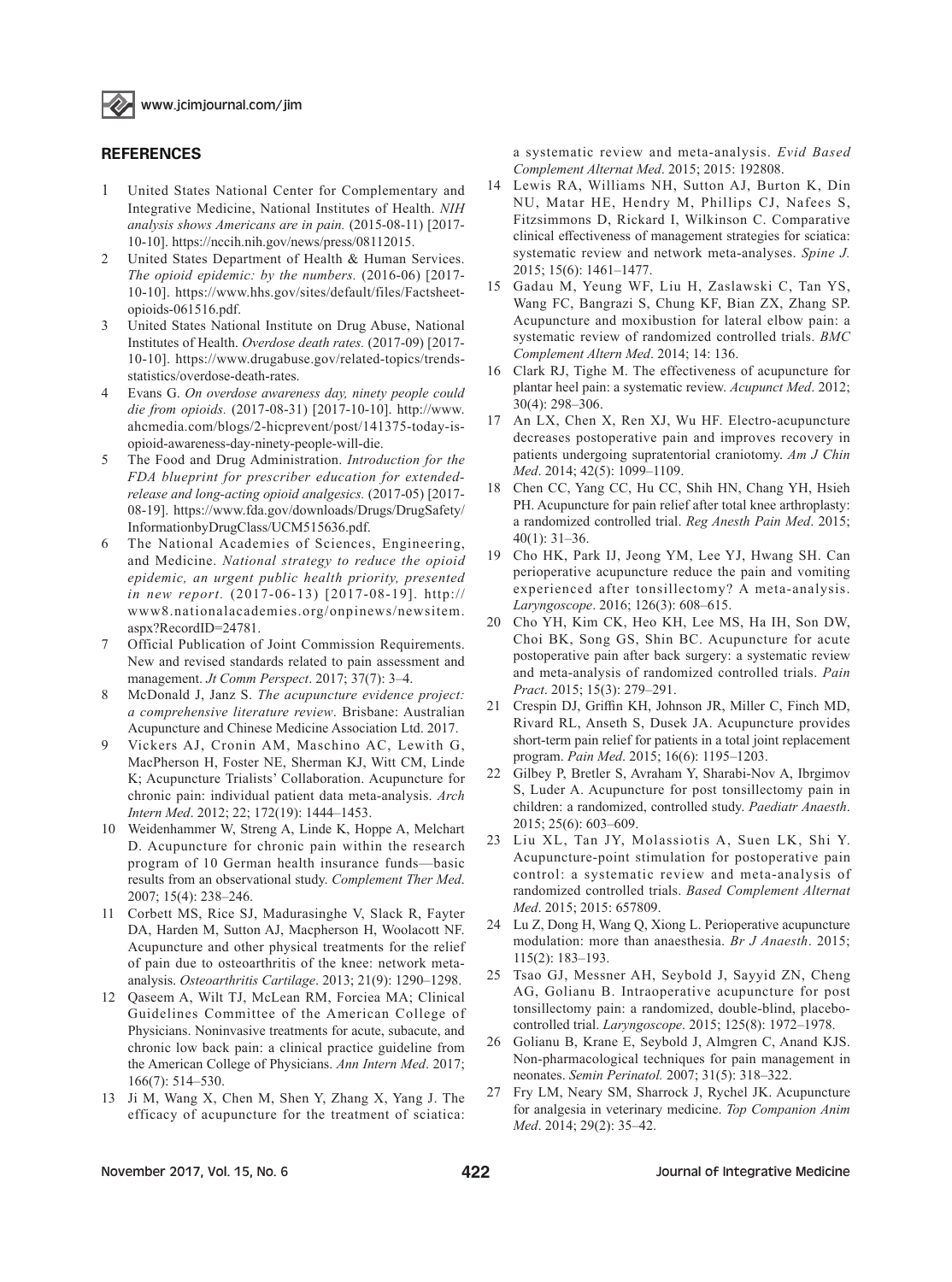## REFERENCES

1. United States National Center for Complementary and Integrative Medicine, National Institutes of Health. *NIH analysis shows Americans are in pain.* (2015-08-11) [2017-10-10]. https://nccih.nih.gov/news/press/08112015.
2. United States Department of Health & Human Services. *The opioid epidemic: by the numbers.* (2016-06) [2017-10-10]. https://www.hhs.gov/sites/default/files/Factsheet-opioids-061516.pdf.
3. United States National Institute on Drug Abuse, National Institutes of Health. *Overdose death rates.* (2017-09) [2017-10-10]. https://www.drugabuse.gov/related-topics/trends-statistics/overdose-death-rates.
4. Evans G. *On overdose awareness day, ninety people could die from opioids.* (2017-08-31) [2017-10-10]. http://www.ahcmedia.com/blogs/2-hicprevent/post/141375-today-is-opioid-awareness-day-ninety-people-will-die.
5. The Food and Drug Administration. *Introduction for the FDA blueprint for prescriber education for extended-release and long-acting opioid analgesics.* (2017-05) [2017-08-19]. https://www.fda.gov/downloads/Drugs/DrugSafety/InformationbyDrugClass/UCM515636.pdf.
6. The National Academies of Sciences, Engineering, and Medicine. *National strategy to reduce the opioid epidemic, an urgent public health priority, presented in new report.* (2017-06-13) [2017-08-19]. http://www8.nationalacademies.org/onpinews/newsitem.aspx?RecordID=24781.
7. Official Publication of Joint Commission Requirements. New and revised standards related to pain assessment and management. *Jt Comm Perspect*. 2017; 37(7): 3–4.
8. McDonald J, Janz S. *The acupuncture evidence project: a comprehensive literature review*. Brisbane: Australian Acupuncture and Chinese Medicine Association Ltd. 2017.
9. Vickers AJ, Cronin AM, Maschino AC, Lewith G, MacPherson H, Foster NE, Sherman KJ, Witt CM, Linde K; Acupuncture Trialists' Collaboration. Acupuncture for chronic pain: individual patient data meta-analysis. *Arch Intern Med*. 2012; 22; 172(19): 1444–1453.
10. Weidenhammer W, Streng A, Linde K, Hoppe A, Melchart D. Acupuncture for chronic pain within the research program of 10 German health insurance funds—basic results from an observational study. *Complement Ther Med*. 2007; 15(4): 238–246.
11. Corbett MS, Rice SJ, Madurasinghe V, Slack R, Fayter DA, Harden M, Sutton AJ, Macpherson H, Woolacott NF. Acupuncture and other physical treatments for the relief of pain due to osteoarthritis of the knee: network meta-analysis. *Osteoarthritis Cartilage*. 2013; 21(9): 1290–1298.
12. Qaseem A, Wilt TJ, McLean RM, Forciea MA; Clinical Guidelines Committee of the American College of Physicians. Noninvasive treatments for acute, subacute, and chronic low back pain: a clinical practice guideline from the American College of Physicians. *Ann Intern Med*. 2017; 166(7): 514–530.
13. Ji M, Wang X, Chen M, Shen Y, Zhang X, Yang J. The efficacy of acupuncture for the treatment of sciatica: a systematic review and meta-analysis. *Evid Based Complement Alternat Med*. 2015; 2015: 192808.
14. Lewis RA, Williams NH, Sutton AJ, Burton K, Din NU, Matar HE, Hendry M, Phillips CJ, Nafees S, Fitzsimmons D, Rickard I, Wilkinson C. Comparative clinical effectiveness of management strategies for sciatica: systematic review and network meta-analyses. *Spine J.* 2015; 15(6): 1461–1477.
15. Gadau M, Yeung WF, Liu H, Zaslawski C, Tan YS, Wang FC, Bangrazi S, Chung KF, Bian ZX, Zhang SP. Acupuncture and moxibustion for lateral elbow pain: a systematic review of randomized controlled trials. *BMC Complement Altern Med*. 2014; 14: 136.
16. Clark RJ, Tighe M. The effectiveness of acupuncture for plantar heel pain: a systematic review. *Acupunct Med*. 2012; 30(4): 298–306.
17. An LX, Chen X, Ren XJ, Wu HF. Electro-acupuncture decreases postoperative pain and improves recovery in patients undergoing supratentorial craniotomy. *Am J Chin Med*. 2014; 42(5): 1099–1109.
18. Chen CC, Yang CC, Hu CC, Shih HN, Chang YH, Hsieh PH. Acupuncture for pain relief after total knee arthroplasty: a randomized controlled trial. *Reg Anesth Pain Med*. 2015; 40(1): 31–36.
19. Cho HK, Park IJ, Jeong YM, Lee YJ, Hwang SH. Can perioperative acupuncture reduce the pain and vomiting experienced after tonsillectomy? A meta-analysis. *Laryngoscope*. 2016; 126(3): 608–615.
20. Cho YH, Kim CK, Heo KH, Lee MS, Ha IH, Son DW, Choi BK, Song GS, Shin BC. Acupuncture for acute postoperative pain after back surgery: a systematic review and meta-analysis of randomized controlled trials. *Pain Pract*. 2015; 15(3): 279–291.
21. Crespin DJ, Griffin KH, Johnson JR, Miller C, Finch MD, Rivard RL, Anseth S, Dusek JA. Acupuncture provides short-term pain relief for patients in a total joint replacement program. *Pain Med*. 2015; 16(6): 1195–1203.
22. Gilbey P, Bretler S, Avraham Y, Sharabi-Nov A, Ibrgimov S, Luder A. Acupuncture for post tonsillectomy pain in children: a randomized, controlled study. *Paediatr Anaesth*. 2015; 25(6): 603–609.
23. Liu XL, Tan JY, Molassiotis A, Suen LK, Shi Y. Acupuncture-point stimulation for postoperative pain control: a systematic review and meta-analysis of randomized controlled trials. *Based Complement Alternat Med*. 2015; 2015: 657809.
24. Lu Z, Dong H, Wang Q, Xiong L. Perioperative acupuncture modulation: more than anaesthesia. *Br J Anaesth*. 2015; 115(2): 183–193.
25. Tsao GJ, Messner AH, Seybold J, Sayyid ZN, Cheng AG, Golianu B. Intraoperative acupuncture for post tonsillectomy pain: a randomized, double-blind, placebo-controlled trial. *Laryngoscope*. 2015; 125(8): 1972–1978.
26. Golianu B, Krane E, Seybold J, Almgren C, Anand KJS. Non-pharmacological techniques for pain management in neonates. *Semin Perinatol.* 2007; 31(5): 318–322.
27. Fry LM, Neary SM, Sharrock J, Rychel JK. Acupuncture for analgesia in veterinary medicine. *Top Companion Anim Med*. 2014; 29(2): 35–42.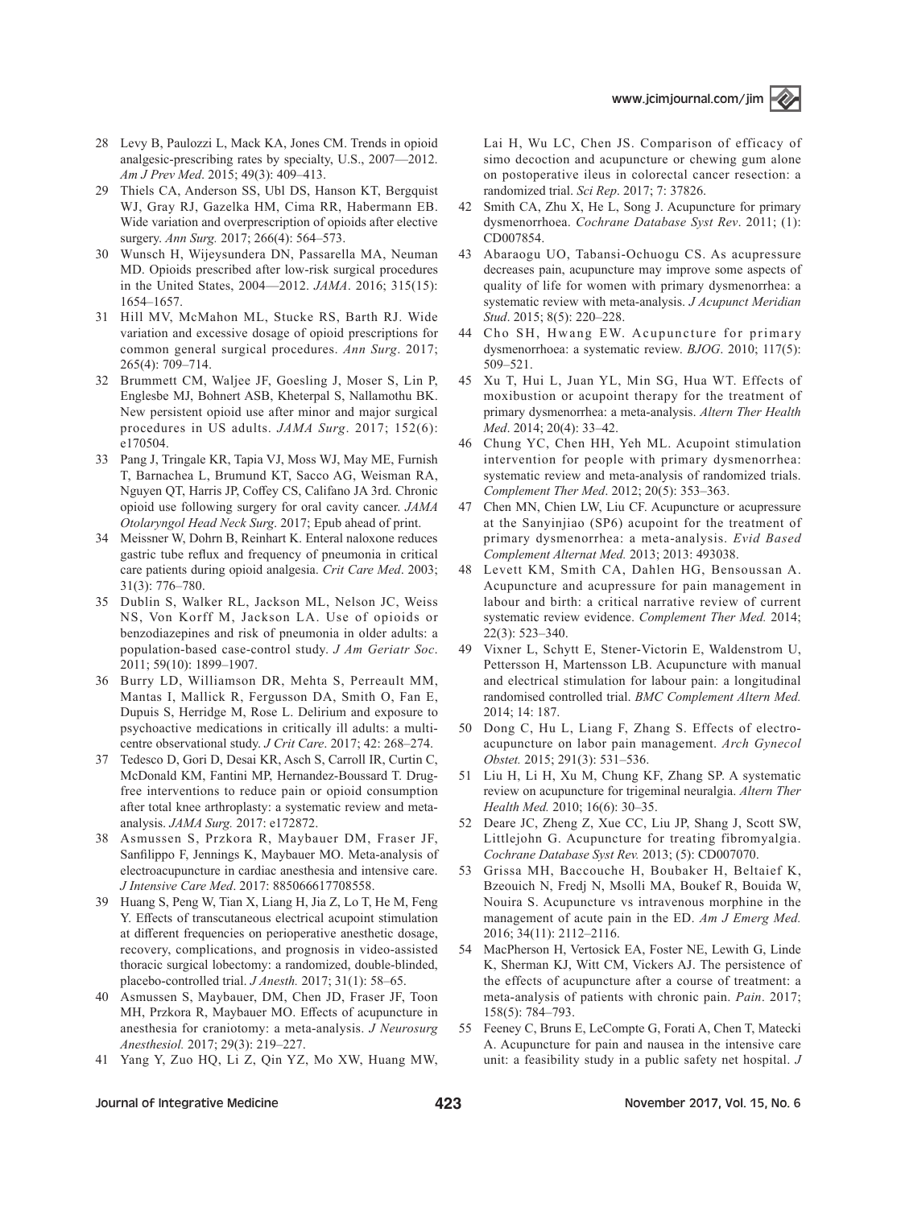28 Levy B, Paulozzi L, Mack KA, Jones CM. Trends in opioid analgesic-prescribing rates by specialty, U.S., 2007—2012. *Am J Prev Med*. 2015; 49(3): 409–413.

29 Thiels CA, Anderson SS, Ubl DS, Hanson KT, Bergquist WJ, Gray RJ, Gazelka HM, Cima RR, Habermann EB. Wide variation and overprescription of opioids after elective surgery. *Ann Surg.* 2017; 266(4): 564–573.

30 Wunsch H, Wijeysundera DN, Passarella MA, Neuman MD. Opioids prescribed after low-risk surgical procedures in the United States, 2004—2012. *JAMA*. 2016; 315(15): 1654–1657.

31 Hill MV, McMahon ML, Stucke RS, Barth RJ. Wide variation and excessive dosage of opioid prescriptions for common general surgical procedures. *Ann Surg*. 2017; 265(4): 709–714.

32 Brummett CM, Waljee JF, Goesling J, Moser S, Lin P, Englesbe MJ, Bohnert ASB, Kheterpal S, Nallamothu BK. New persistent opioid use after minor and major surgical procedures in US adults. *JAMA Surg*. 2017; 152(6): e170504.

33 Pang J, Tringale KR, Tapia VJ, Moss WJ, May ME, Furnish T, Barnachea L, Brumund KT, Sacco AG, Weisman RA, Nguyen QT, Harris JP, Coffey CS, Califano JA 3rd. Chronic opioid use following surgery for oral cavity cancer. *JAMA Otolaryngol Head Neck Surg*. 2017; Epub ahead of print.

34 Meissner W, Dohrn B, Reinhart K. Enteral naloxone reduces gastric tube reflux and frequency of pneumonia in critical care patients during opioid analgesia. *Crit Care Med*. 2003; 31(3): 776–780.

35 Dublin S, Walker RL, Jackson ML, Nelson JC, Weiss NS, Von Korff M, Jackson LA. Use of opioids or benzodiazepines and risk of pneumonia in older adults: a population-based case-control study. *J Am Geriatr Soc*. 2011; 59(10): 1899–1907.

36 Burry LD, Williamson DR, Mehta S, Perreault MM, Mantas I, Mallick R, Fergusson DA, Smith O, Fan E, Dupuis S, Herridge M, Rose L. Delirium and exposure to psychoactive medications in critically ill adults: a multi-centre observational study. *J Crit Care*. 2017; 42: 268–274.

37 Tedesco D, Gori D, Desai KR, Asch S, Carroll IR, Curtin C, McDonald KM, Fantini MP, Hernandez-Boussard T. Drug-free interventions to reduce pain or opioid consumption after total knee arthroplasty: a systematic review and meta-analysis. *JAMA Surg.* 2017: e172872.

38 Asmussen S, Przkora R, Maybauer DM, Fraser JF, Sanfilippo F, Jennings K, Maybauer MO. Meta-analysis of electroacupuncture in cardiac anesthesia and intensive care. *J Intensive Care Med*. 2017: 885066617708558.

39 Huang S, Peng W, Tian X, Liang H, Jia Z, Lo T, He M, Feng Y. Effects of transcutaneous electrical acupoint stimulation at different frequencies on perioperative anesthetic dosage, recovery, complications, and prognosis in video-assisted thoracic surgical lobectomy: a randomized, double-blinded, placebo-controlled trial. *J Anesth.* 2017; 31(1): 58–65.

40 Asmussen S, Maybauer, DM, Chen JD, Fraser JF, Toon MH, Przkora R, Maybauer MO. Effects of acupuncture in anesthesia for craniotomy: a meta-analysis. *J Neurosurg Anesthesiol.* 2017; 29(3): 219–227.

41 Yang Y, Zuo HQ, Li Z, Qin YZ, Mo XW, Huang MW, Lai H, Wu LC, Chen JS. Comparison of efficacy of simo decoction and acupuncture or chewing gum alone on postoperative ileus in colorectal cancer resection: a randomized trial. *Sci Rep*. 2017; 7: 37826.

42 Smith CA, Zhu X, He L, Song J. Acupuncture for primary dysmenorrhoea. *Cochrane Database Syst Rev*. 2011; (1): CD007854.

43 Abaraogu UO, Tabansi-Ochuogu CS. As acupressure decreases pain, acupuncture may improve some aspects of quality of life for women with primary dysmenorrhea: a systematic review with meta-analysis. *J Acupunct Meridian Stud*. 2015; 8(5): 220–228.

44 Cho SH, Hwang EW. Acupuncture for primary dysmenorrhoea: a systematic review. *BJOG*. 2010; 117(5): 509–521.

45 Xu T, Hui L, Juan YL, Min SG, Hua WT. Effects of moxibustion or acupoint therapy for the treatment of primary dysmenorrhea: a meta-analysis. *Altern Ther Health Med*. 2014; 20(4): 33–42.

46 Chung YC, Chen HH, Yeh ML. Acupoint stimulation intervention for people with primary dysmenorrhea: systematic review and meta-analysis of randomized trials. *Complement Ther Med*. 2012; 20(5): 353–363.

47 Chen MN, Chien LW, Liu CF. Acupuncture or acupressure at the Sanyinjiao (SP6) acupoint for the treatment of primary dysmenorrhea: a meta-analysis. *Evid Based Complement Alternat Med.* 2013; 2013: 493038.

48 Levett KM, Smith CA, Dahlen HG, Bensoussan A. Acupuncture and acupressure for pain management in labour and birth: a critical narrative review of current systematic review evidence. *Complement Ther Med.* 2014; 22(3): 523–340.

49 Vixner L, Schytt E, Stener-Victorin E, Waldenstrom U, Pettersson H, Martensson LB. Acupuncture with manual and electrical stimulation for labour pain: a longitudinal randomised controlled trial. *BMC Complement Altern Med.* 2014; 14: 187.

50 Dong C, Hu L, Liang F, Zhang S. Effects of electro-acupuncture on labor pain management. *Arch Gynecol Obstet.* 2015; 291(3): 531–536.

51 Liu H, Li H, Xu M, Chung KF, Zhang SP. A systematic review on acupuncture for trigeminal neuralgia. *Altern Ther Health Med.* 2010; 16(6): 30–35.

52 Deare JC, Zheng Z, Xue CC, Liu JP, Shang J, Scott SW, Littlejohn G. Acupuncture for treating fibromyalgia. *Cochrane Database Syst Rev.* 2013; (5): CD007070.

53 Grissa MH, Baccouche H, Boubaker H, Beltaief K, Bzeouich N, Fredj N, Msolli MA, Boukef R, Bouida W, Nouira S. Acupuncture vs intravenous morphine in the management of acute pain in the ED. *Am J Emerg Med.* 2016; 34(11): 2112–2116.

54 MacPherson H, Vertosick EA, Foster NE, Lewith G, Linde K, Sherman KJ, Witt CM, Vickers AJ. The persistence of the effects of acupuncture after a course of treatment: a meta-analysis of patients with chronic pain. *Pain*. 2017; 158(5): 784–793.

55 Feeney C, Bruns E, LeCompte G, Forati A, Chen T, Matecki A. Acupuncture for pain and nausea in the intensive care unit: a feasibility study in a public safety net hospital. *J*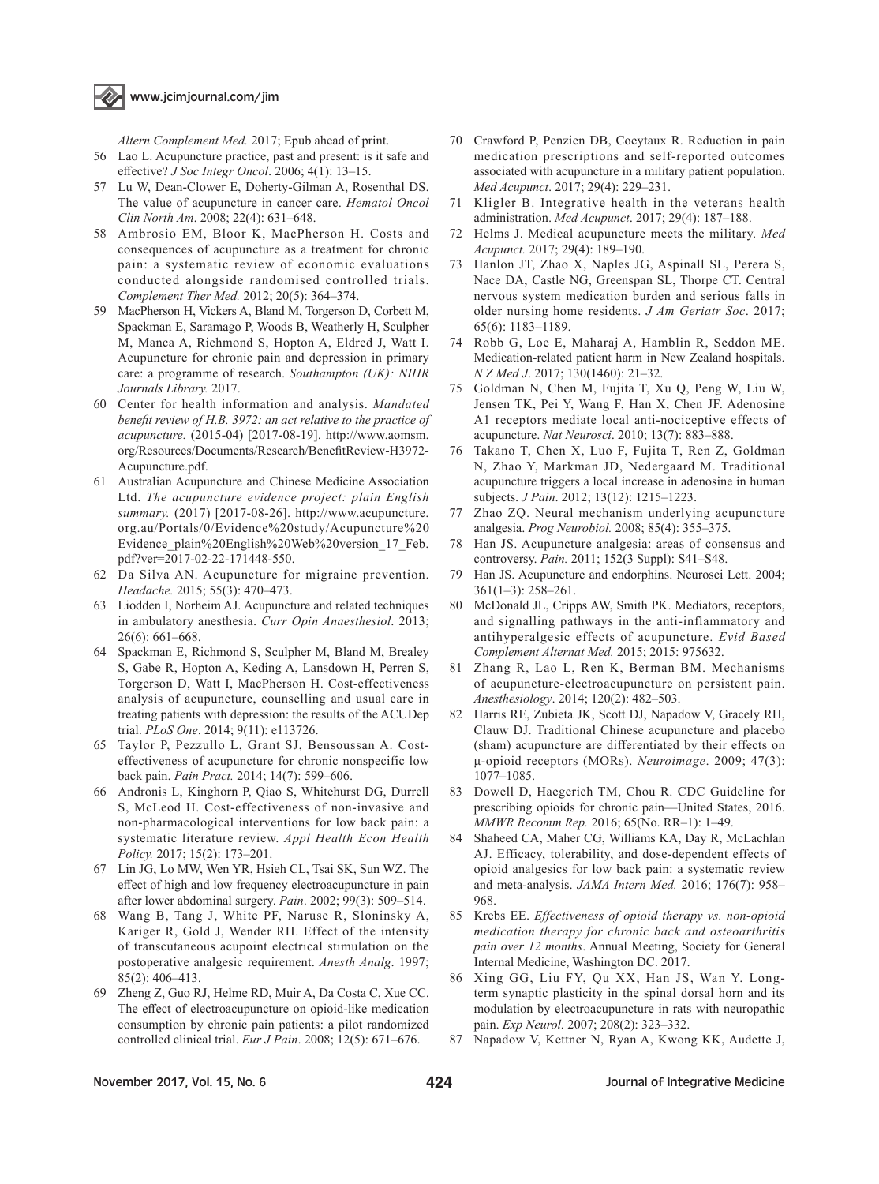*Altern Complement Med.* 2017; Epub ahead of print.

56 Lao L. Acupuncture practice, past and present: is it safe and effective? *J Soc Integr Oncol*. 2006; 4(1): 13–15.

57 Lu W, Dean-Clower E, Doherty-Gilman A, Rosenthal DS. The value of acupuncture in cancer care. *Hematol Oncol Clin North Am*. 2008; 22(4): 631–648.

58 Ambrosio EM, Bloor K, MacPherson H. Costs and consequences of acupuncture as a treatment for chronic pain: a systematic review of economic evaluations conducted alongside randomised controlled trials. *Complement Ther Med.* 2012; 20(5): 364–374.

59 MacPherson H, Vickers A, Bland M, Torgerson D, Corbett M, Spackman E, Saramago P, Woods B, Weatherly H, Sculpher M, Manca A, Richmond S, Hopton A, Eldred J, Watt I. Acupuncture for chronic pain and depression in primary care: a programme of research. *Southampton (UK): NIHR Journals Library.* 2017.

60 Center for health information and analysis. *Mandated benefit review of H.B. 3972: an act relative to the practice of acupuncture.* (2015-04) [2017-08-19]. http://www.aomsm.org/Resources/Documents/Research/BenefitReview-H3972-Acupuncture.pdf.

61 Australian Acupuncture and Chinese Medicine Association Ltd. *The acupuncture evidence project: plain English summary.* (2017) [2017-08-26]. http://www.acupuncture.org.au/Portals/0/Evidence%20study/Acupuncture%20Evidence_plain%20English%20Web%20version_17_Feb.pdf?ver=2017-02-22-171448-550.

62 Da Silva AN. Acupuncture for migraine prevention. *Headache.* 2015; 55(3): 470–473.

63 Liodden I, Norheim AJ. Acupuncture and related techniques in ambulatory anesthesia. *Curr Opin Anaesthesiol.* 2013; 26(6): 661–668.

64 Spackman E, Richmond S, Sculpher M, Bland M, Brealey S, Gabe R, Hopton A, Keding A, Lansdown H, Perren S, Torgerson D, Watt I, MacPherson H. Cost-effectiveness analysis of acupuncture, counselling and usual care in treating patients with depression: the results of the ACUDep trial. *PLoS One*. 2014; 9(11): e113726.

65 Taylor P, Pezzullo L, Grant SJ, Bensoussan A. Cost-effectiveness of acupuncture for chronic nonspecific low back pain. *Pain Pract.* 2014; 14(7): 599–606.

66 Andronis L, Kinghorn P, Qiao S, Whitehurst DG, Durrell S, McLeod H. Cost-effectiveness of non-invasive and non-pharmacological interventions for low back pain: a systematic literature review. *Appl Health Econ Health Policy.* 2017; 15(2): 173–201.

67 Lin JG, Lo MW, Wen YR, Hsieh CL, Tsai SK, Sun WZ. The effect of high and low frequency electroacupuncture in pain after lower abdominal surgery. *Pain*. 2002; 99(3): 509–514.

68 Wang B, Tang J, White PF, Naruse R, Sloninsky A, Kariger R, Gold J, Wender RH. Effect of the intensity of transcutaneous acupoint electrical stimulation on the postoperative analgesic requirement. *Anesth Analg.* 1997; 85(2): 406–413.

69 Zheng Z, Guo RJ, Helme RD, Muir A, Da Costa C, Xue CC. The effect of electroacupuncture on opioid-like medication consumption by chronic pain patients: a pilot randomized controlled clinical trial. *Eur J Pain*. 2008; 12(5): 671–676.

70 Crawford P, Penzien DB, Coeytaux R. Reduction in pain medication prescriptions and self-reported outcomes associated with acupuncture in a military patient population. *Med Acupunct*. 2017; 29(4): 229–231.

71 Kligler B. Integrative health in the veterans health administration. *Med Acupunct*. 2017; 29(4): 187–188.

72 Helms J. Medical acupuncture meets the military. *Med Acupunct.* 2017; 29(4): 189–190.

73 Hanlon JT, Zhao X, Naples JG, Aspinall SL, Perera S, Nace DA, Castle NG, Greenspan SL, Thorpe CT. Central nervous system medication burden and serious falls in older nursing home residents. *J Am Geriatr Soc*. 2017; 65(6): 1183–1189.

74 Robb G, Loe E, Maharaj A, Hamblin R, Seddon ME. Medication-related patient harm in New Zealand hospitals. *N Z Med J*. 2017; 130(1460): 21–32.

75 Goldman N, Chen M, Fujita T, Xu Q, Peng W, Liu W, Jensen TK, Pei Y, Wang F, Han X, Chen JF. Adenosine A1 receptors mediate local anti-nociceptive effects of acupuncture. *Nat Neurosci*. 2010; 13(7): 883–888.

76 Takano T, Chen X, Luo F, Fujita T, Ren Z, Goldman N, Zhao Y, Markman JD, Nedergaard M. Traditional acupuncture triggers a local increase in adenosine in human subjects. *J Pain*. 2012; 13(12): 1215–1223.

77 Zhao ZQ. Neural mechanism underlying acupuncture analgesia. *Prog Neurobiol.* 2008; 85(4): 355–375.

78 Han JS. Acupuncture analgesia: areas of consensus and controversy. *Pain.* 2011; 152(3 Suppl): S41–S48.

79 Han JS. Acupuncture and endorphins. Neurosci Lett. 2004; 361(1–3): 258–261.

80 McDonald JL, Cripps AW, Smith PK. Mediators, receptors, and signalling pathways in the anti-inflammatory and antihyperalgesic effects of acupuncture. *Evid Based Complement Alternat Med.* 2015; 2015: 975632.

81 Zhang R, Lao L, Ren K, Berman BM. Mechanisms of acupuncture-electroacupuncture on persistent pain. *Anesthesiology*. 2014; 120(2): 482–503.

82 Harris RE, Zubieta JK, Scott DJ, Napadow V, Gracely RH, Clauw DJ. Traditional Chinese acupuncture and placebo (sham) acupuncture are differentiated by their effects on μ-opioid receptors (MORs). *Neuroimage*. 2009; 47(3): 1077–1085.

83 Dowell D, Haegerich TM, Chou R. CDC Guideline for prescribing opioids for chronic pain—United States, 2016. *MMWR Recomm Rep.* 2016; 65(No. RR–1): 1–49.

84 Shaheed CA, Maher CG, Williams KA, Day R, McLachlan AJ. Efficacy, tolerability, and dose-dependent effects of opioid analgesics for low back pain: a systematic review and meta-analysis. *JAMA Intern Med.* 2016; 176(7): 958–968.

85 Krebs EE. *Effectiveness of opioid therapy vs. non-opioid medication therapy for chronic back and osteoarthritis pain over 12 months*. Annual Meeting, Society for General Internal Medicine, Washington DC. 2017.

86 Xing GG, Liu FY, Qu XX, Han JS, Wan Y. Long-term synaptic plasticity in the spinal dorsal horn and its modulation by electroacupuncture in rats with neuropathic pain. *Exp Neurol.* 2007; 208(2): 323–332.

87 Napadow V, Kettner N, Ryan A, Kwong KK, Audette J,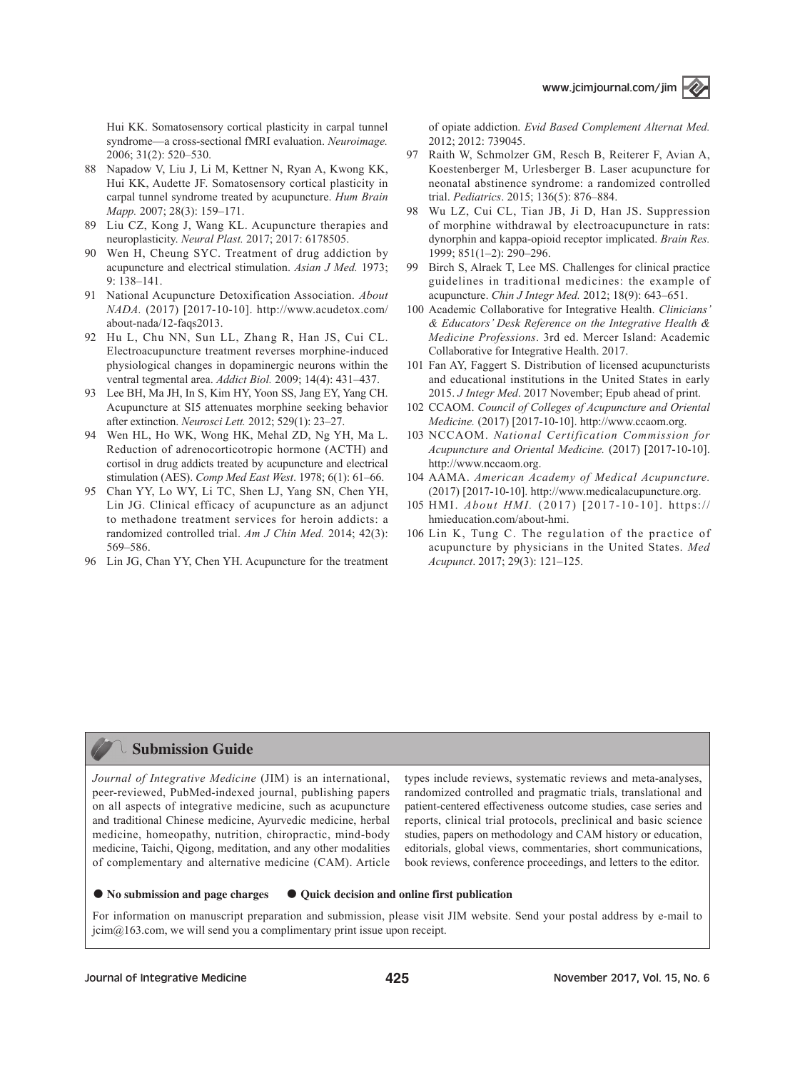Hui KK. Somatosensory cortical plasticity in carpal tunnel syndrome—a cross-sectional fMRI evaluation. *Neuroimage.* 2006; 31(2): 520–530.

88 Napadow V, Liu J, Li M, Kettner N, Ryan A, Kwong KK, Hui KK, Audette JF. Somatosensory cortical plasticity in carpal tunnel syndrome treated by acupuncture. *Hum Brain Mapp.* 2007; 28(3): 159–171.

89 Liu CZ, Kong J, Wang KL. Acupuncture therapies and neuroplasticity. *Neural Plast.* 2017; 2017: 6178505.

90 Wen H, Cheung SYC. Treatment of drug addiction by acupuncture and electrical stimulation. *Asian J Med.* 1973; 9: 138–141.

91 National Acupuncture Detoxification Association. *About NADA.* (2017) [2017-10-10]. http://www.acudetox.com/about-nada/12-faqs2013.

92 Hu L, Chu NN, Sun LL, Zhang R, Han JS, Cui CL. Electroacupuncture treatment reverses morphine-induced physiological changes in dopaminergic neurons within the ventral tegmental area. *Addict Biol.* 2009; 14(4): 431–437.

93 Lee BH, Ma JH, In S, Kim HY, Yoon SS, Jang EY, Yang CH. Acupuncture at SI5 attenuates morphine seeking behavior after extinction. *Neurosci Lett.* 2012; 529(1): 23–27.

94 Wen HL, Ho WK, Wong HK, Mehal ZD, Ng YH, Ma L. Reduction of adrenocorticotropic hormone (ACTH) and cortisol in drug addicts treated by acupuncture and electrical stimulation (AES). *Comp Med East West*. 1978; 6(1): 61–66.

95 Chan YY, Lo WY, Li TC, Shen LJ, Yang SN, Chen YH, Lin JG. Clinical efficacy of acupuncture as an adjunct to methadone treatment services for heroin addicts: a randomized controlled trial. *Am J Chin Med.* 2014; 42(3): 569–586.

96 Lin JG, Chan YY, Chen YH. Acupuncture for the treatment of opiate addiction. *Evid Based Complement Alternat Med.* 2012; 2012: 739045.

97 Raith W, Schmolzer GM, Resch B, Reiterer F, Avian A, Koestenberger M, Urlesberger B. Laser acupuncture for neonatal abstinence syndrome: a randomized controlled trial. *Pediatrics*. 2015; 136(5): 876–884.

98 Wu LZ, Cui CL, Tian JB, Ji D, Han JS. Suppression of morphine withdrawal by electroacupuncture in rats: dynorphin and kappa-opioid receptor implicated. *Brain Res.* 1999; 851(1–2): 290–296.

99 Birch S, Alraek T, Lee MS. Challenges for clinical practice guidelines in traditional medicines: the example of acupuncture. *Chin J Integr Med.* 2012; 18(9): 643–651.

100 Academic Collaborative for Integrative Health. *Clinicians' & Educators' Desk Reference on the Integrative Health & Medicine Professions*. 3rd ed. Mercer Island: Academic Collaborative for Integrative Health. 2017.

101 Fan AY, Faggert S. Distribution of licensed acupuncturists and educational institutions in the United States in early 2015. *J Integr Med*. 2017 November; Epub ahead of print.

102 CCAOM. *Council of Colleges of Acupuncture and Oriental Medicine.* (2017) [2017-10-10]. http://www.ccaom.org.

103 NCCAOM. *National Certification Commission for Acupuncture and Oriental Medicine.* (2017) [2017-10-10]. http://www.nccaom.org.

104 AAMA. *American Academy of Medical Acupuncture.* (2017) [2017-10-10]. http://www.medicalacupuncture.org.

105 HMI. *About HMI.* (2017) [2017-10-10]. https://hmieducation.com/about-hmi.

106 Lin K, Tung C. The regulation of the practice of acupuncture by physicians in the United States. *Med Acupunct*. 2017; 29(3): 121–125.

## Submission Guide

*Journal of Integrative Medicine* (JIM) is an international, peer-reviewed, PubMed-indexed journal, publishing papers on all aspects of integrative medicine, such as acupuncture and traditional Chinese medicine, Ayurvedic medicine, herbal medicine, homeopathy, nutrition, chiropractic, mind-body medicine, Taichi, Qigong, meditation, and any other modalities of complementary and alternative medicine (CAM). Article types include reviews, systematic reviews and meta-analyses, randomized controlled and pragmatic trials, translational and patient-centered effectiveness outcome studies, case series and reports, clinical trial protocols, preclinical and basic science studies, papers on methodology and CAM history or education, editorials, global views, commentaries, short communications, book reviews, conference proceedings, and letters to the editor.

● **No submission and page charges** ● **Quick decision and online first publication**

For information on manuscript preparation and submission, please visit JIM website. Send your postal address by e-mail to jcim@163.com, we will send you a complimentary print issue upon receipt.